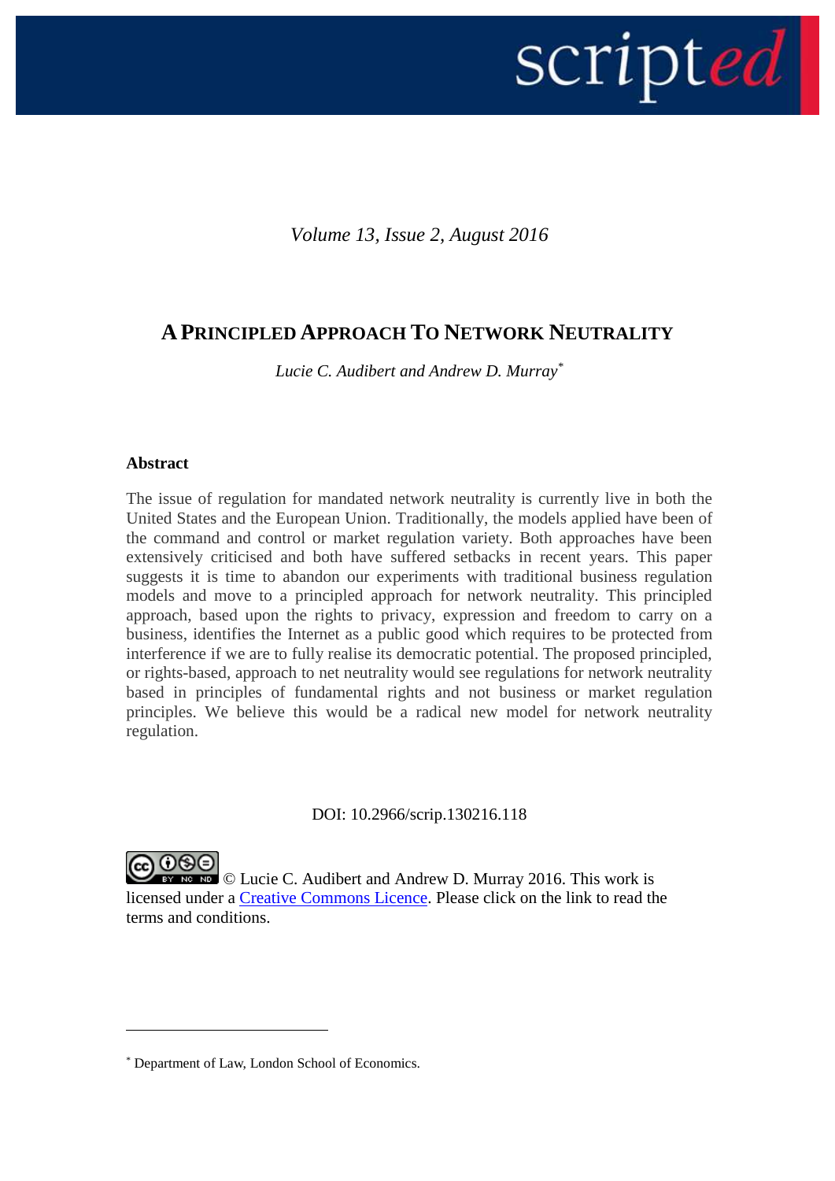*Volume 13, Issue 2, August 2016*

# A PRINCIPLED APPROACH TO NETWORK NEUTRALITY

*Lucie C. Audibert and Andrew D. Murray*[*]

**Abstract**

The issue of regulation for mandated network neutrality is currently live in both the United States and the European Union. Traditionally, the models applied have been of the command and control or market regulation variety. Both approaches have been extensively criticised and both have suffered setbacks in recent years. This paper suggests it is time to abandon our experiments with traditional business regulation models and move to a principled approach for network neutrality. This principled approach, based upon the rights to privacy, expression and freedom to carry on a business, identifies the Internet as a public good which requires to be protected from interference if we are to fully realise its democratic potential. The proposed principled, or rights-based, approach to net neutrality would see regulations for network neutrality based in principles of fundamental rights and not business or market regulation principles. We believe this would be a radical new model for network neutrality regulation.

DOI: 10.2966/scrip.130216.118

© Lucie C. Audibert and Andrew D. Murray 2016. This work is licensed under a Creative Commons Licence. Please click on the link to read the terms and conditions.

---

[*] Department of Law, London School of Economics.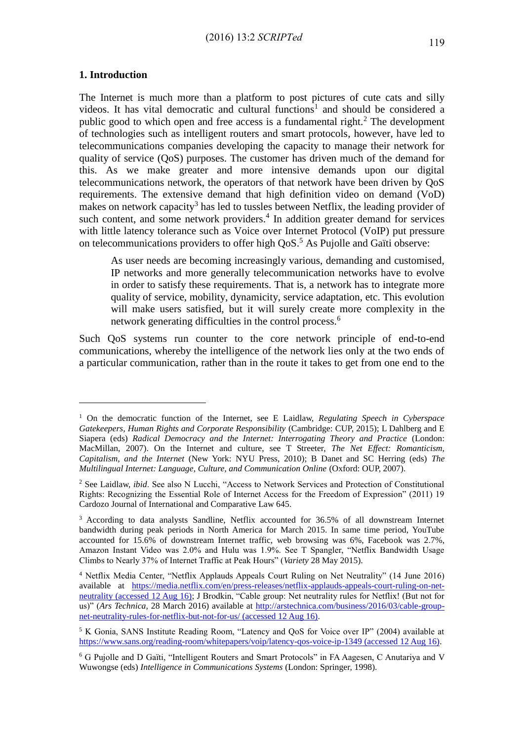## 1. Introduction

The Internet is much more than a platform to post pictures of cute cats and silly videos. It has vital democratic and cultural functions[1] and should be considered a public good to which open and free access is a fundamental right.[2] The development of technologies such as intelligent routers and smart protocols, however, have led to telecommunications companies developing the capacity to manage their network for quality of service (QoS) purposes. The customer has driven much of the demand for this. As we make greater and more intensive demands upon our digital telecommunications network, the operators of that network have been driven by QoS requirements. The extensive demand that high definition video on demand (VoD) makes on network capacity[3] has led to tussles between Netflix, the leading provider of such content, and some network providers.[4] In addition greater demand for services with little latency tolerance such as Voice over Internet Protocol (VoIP) put pressure on telecommunications providers to offer high QoS.[5] As Pujolle and Gaïti observe:

> As user needs are becoming increasingly various, demanding and customised, IP networks and more generally telecommunication networks have to evolve in order to satisfy these requirements. That is, a network has to integrate more quality of service, mobility, dynamicity, service adaptation, etc. This evolution will make users satisfied, but it will surely create more complexity in the network generating difficulties in the control process.[6]

Such QoS systems run counter to the core network principle of end-to-end communications, whereby the intelligence of the network lies only at the two ends of a particular communication, rather than in the route it takes to get from one end to the

---

[1] On the democratic function of the Internet, see E Laidlaw, *Regulating Speech in Cyberspace Gatekeepers, Human Rights and Corporate Responsibility* (Cambridge: CUP, 2015); L Dahlberg and E Siapera (eds) *Radical Democracy and the Internet: Interrogating Theory and Practice* (London: MacMillan, 2007). On the Internet and culture, see T Streeter, *The Net Effect: Romanticism, Capitalism, and the Internet* (New York: NYU Press, 2010); B Danet and SC Herring (eds) *The Multilingual Internet: Language, Culture, and Communication Online* (Oxford: OUP, 2007).

[2] See Laidlaw, *ibid*. See also N Lucchi, "Access to Network Services and Protection of Constitutional Rights: Recognizing the Essential Role of Internet Access for the Freedom of Expression" (2011) 19 Cardozo Journal of International and Comparative Law 645.

[3] According to data analysts Sandline, Netflix accounted for 36.5% of all downstream Internet bandwidth during peak periods in North America for March 2015. In same time period, YouTube accounted for 15.6% of downstream Internet traffic, web browsing was 6%, Facebook was 2.7%, Amazon Instant Video was 2.0% and Hulu was 1.9%. See T Spangler, "Netflix Bandwidth Usage Climbs to Nearly 37% of Internet Traffic at Peak Hours" (*Variety* 28 May 2015).

[4] Netflix Media Center, "Netflix Applauds Appeals Court Ruling on Net Neutrality" (14 June 2016) available at https://media.netflix.com/en/press-releases/netflix-applauds-appeals-court-ruling-on-net-neutrality (accessed 12 Aug 16); J Brodkin, "Cable group: Net neutrality rules for Netflix! (But not for us)" (*Ars Technica*, 28 March 2016) available at http://arstechnica.com/business/2016/03/cable-group-net-neutrality-rules-for-netflix-but-not-for-us/ (accessed 12 Aug 16).

[5] K Gonia, SANS Institute Reading Room, "Latency and QoS for Voice over IP" (2004) available at https://www.sans.org/reading-room/whitepapers/voip/latency-qos-voice-ip-1349 (accessed 12 Aug 16).

[6] G Pujolle and D Gaïti, "Intelligent Routers and Smart Protocols" in FA Aagesen, C Anutariya and V Wuwongse (eds) *Intelligence in Communications Systems* (London: Springer, 1998).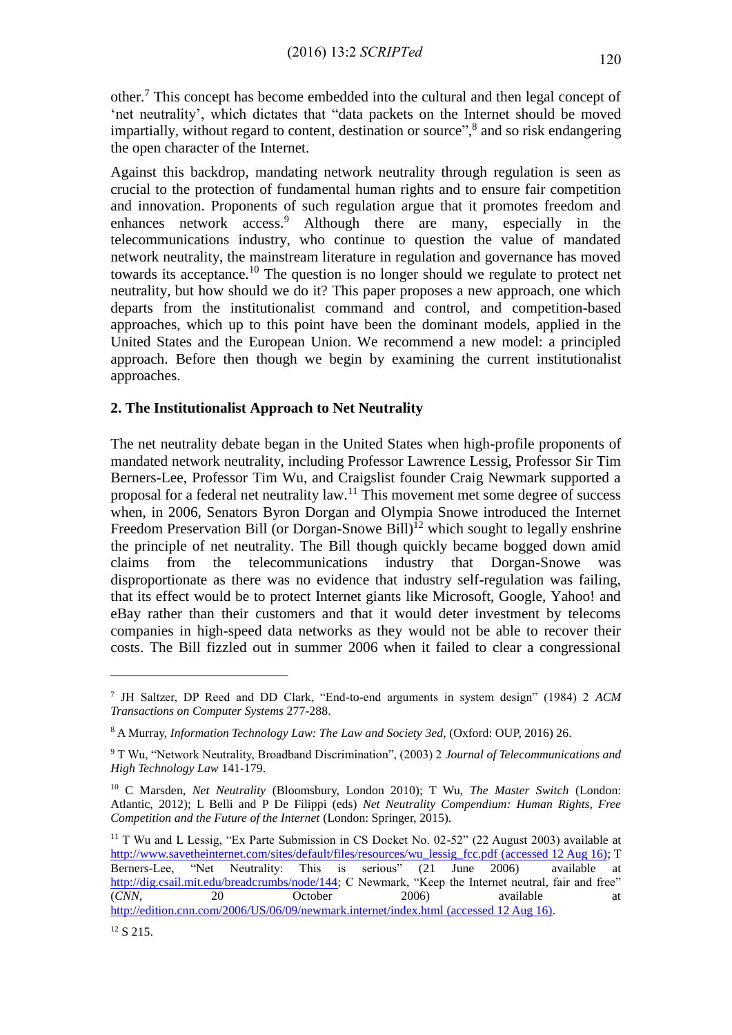other.[7] This concept has become embedded into the cultural and then legal concept of 'net neutrality', which dictates that "data packets on the Internet should be moved impartially, without regard to content, destination or source",[8] and so risk endangering the open character of the Internet.

Against this backdrop, mandating network neutrality through regulation is seen as crucial to the protection of fundamental human rights and to ensure fair competition and innovation. Proponents of such regulation argue that it promotes freedom and enhances network access.[9] Although there are many, especially in the telecommunications industry, who continue to question the value of mandated network neutrality, the mainstream literature in regulation and governance has moved towards its acceptance.[10] The question is no longer should we regulate to protect net neutrality, but how should we do it? This paper proposes a new approach, one which departs from the institutionalist command and control, and competition-based approaches, which up to this point have been the dominant models, applied in the United States and the European Union. We recommend a new model: a principled approach. Before then though we begin by examining the current institutionalist approaches.

## 2. The Institutionalist Approach to Net Neutrality

The net neutrality debate began in the United States when high-profile proponents of mandated network neutrality, including Professor Lawrence Lessig, Professor Sir Tim Berners-Lee, Professor Tim Wu, and Craigslist founder Craig Newmark supported a proposal for a federal net neutrality law.[11] This movement met some degree of success when, in 2006, Senators Byron Dorgan and Olympia Snowe introduced the Internet Freedom Preservation Bill (or Dorgan-Snowe Bill)[12] which sought to legally enshrine the principle of net neutrality. The Bill though quickly became bogged down amid claims from the telecommunications industry that Dorgan-Snowe was disproportionate as there was no evidence that industry self-regulation was failing, that its effect would be to protect Internet giants like Microsoft, Google, Yahoo! and eBay rather than their customers and that it would deter investment by telecoms companies in high-speed data networks as they would not be able to recover their costs. The Bill fizzled out in summer 2006 when it failed to clear a congressional

---

[7] JH Saltzer, DP Reed and DD Clark, "End-to-end arguments in system design" (1984) 2 *ACM Transactions on Computer Systems* 277-288.

[8] A Murray, *Information Technology Law: The Law and Society 3ed*, (Oxford: OUP, 2016) 26.

[9] T Wu, "Network Neutrality, Broadband Discrimination", (2003) 2 *Journal of Telecommunications and High Technology Law* 141-179.

[10] C Marsden, *Net Neutrality* (Bloomsbury, London 2010); T Wu, *The Master Switch* (London: Atlantic, 2012); L Belli and P De Filippi (eds) *Net Neutrality Compendium: Human Rights, Free Competition and the Future of the Internet* (London: Springer, 2015).

[11] T Wu and L Lessig, "Ex Parte Submission in CS Docket No. 02-52" (22 August 2003) available at http://www.savetheinternet.com/sites/default/files/resources/wu_lessig_fcc.pdf (accessed 12 Aug 16); T Berners-Lee, "Net Neutrality: This is serious" (21 June 2006) available at http://dig.csail.mit.edu/breadcrumbs/node/144; C Newmark, "Keep the Internet neutral, fair and free" (*CNN*, 20 October 2006) available at http://edition.cnn.com/2006/US/06/09/newmark.internet/index.html (accessed 12 Aug 16).

[12] S 215.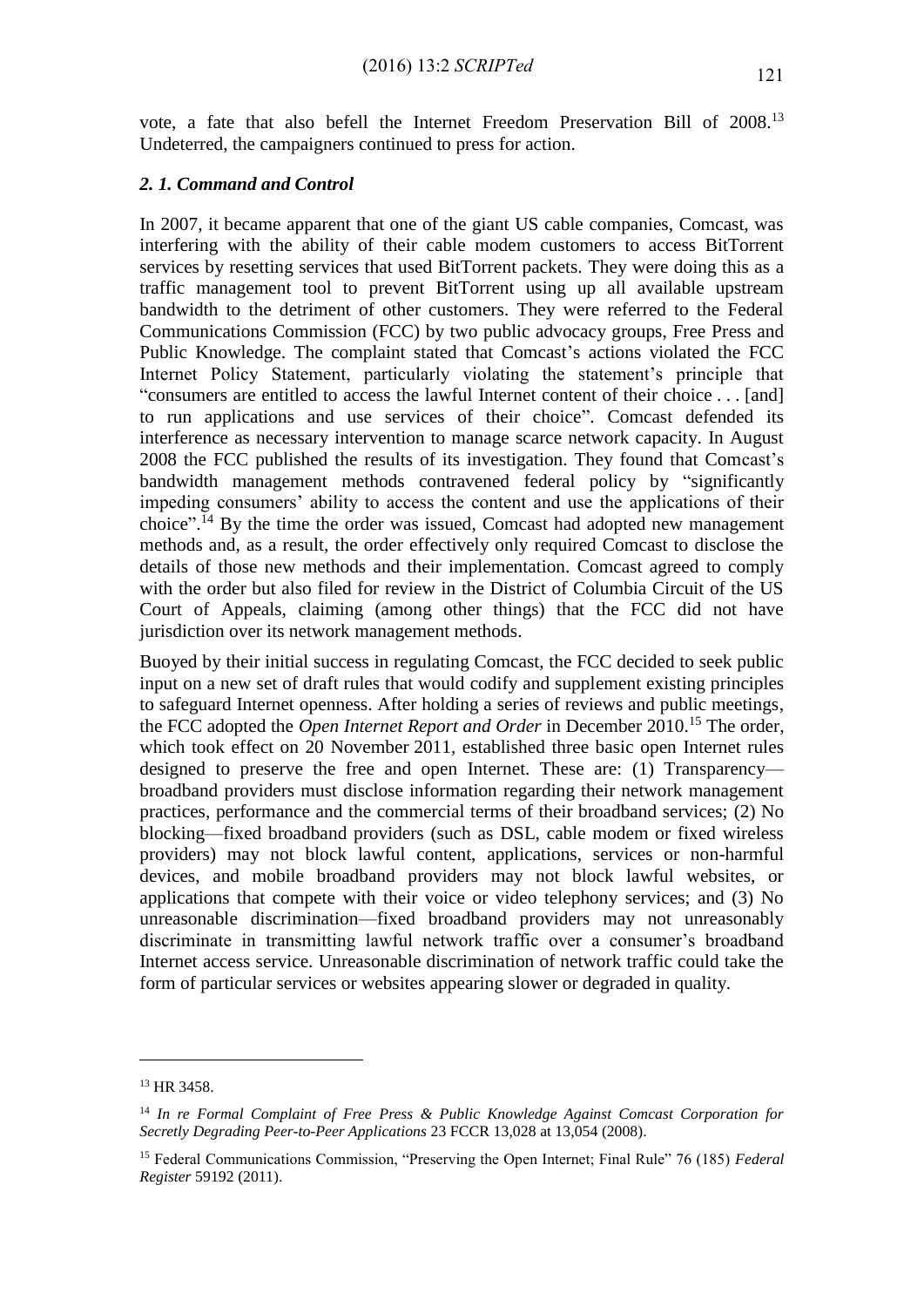vote, a fate that also befell the Internet Freedom Preservation Bill of 2008.[13] Undeterred, the campaigners continued to press for action.

### *2. 1. Command and Control*

In 2007, it became apparent that one of the giant US cable companies, Comcast, was interfering with the ability of their cable modem customers to access BitTorrent services by resetting services that used BitTorrent packets. They were doing this as a traffic management tool to prevent BitTorrent using up all available upstream bandwidth to the detriment of other customers. They were referred to the Federal Communications Commission (FCC) by two public advocacy groups, Free Press and Public Knowledge. The complaint stated that Comcast's actions violated the FCC Internet Policy Statement, particularly violating the statement's principle that "consumers are entitled to access the lawful Internet content of their choice . . . [and] to run applications and use services of their choice". Comcast defended its interference as necessary intervention to manage scarce network capacity. In August 2008 the FCC published the results of its investigation. They found that Comcast's bandwidth management methods contravened federal policy by "significantly impeding consumers' ability to access the content and use the applications of their choice".[14] By the time the order was issued, Comcast had adopted new management methods and, as a result, the order effectively only required Comcast to disclose the details of those new methods and their implementation. Comcast agreed to comply with the order but also filed for review in the District of Columbia Circuit of the US Court of Appeals, claiming (among other things) that the FCC did not have jurisdiction over its network management methods.

Buoyed by their initial success in regulating Comcast, the FCC decided to seek public input on a new set of draft rules that would codify and supplement existing principles to safeguard Internet openness. After holding a series of reviews and public meetings, the FCC adopted the *Open Internet Report and Order* in December 2010.[15] The order, which took effect on 20 November 2011, established three basic open Internet rules designed to preserve the free and open Internet. These are: (1) Transparency—broadband providers must disclose information regarding their network management practices, performance and the commercial terms of their broadband services; (2) No blocking—fixed broadband providers (such as DSL, cable modem or fixed wireless providers) may not block lawful content, applications, services or non-harmful devices, and mobile broadband providers may not block lawful websites, or applications that compete with their voice or video telephony services; and (3) No unreasonable discrimination—fixed broadband providers may not unreasonably discriminate in transmitting lawful network traffic over a consumer's broadband Internet access service. Unreasonable discrimination of network traffic could take the form of particular services or websites appearing slower or degraded in quality.

---

[13] HR 3458.

[14] *In re Formal Complaint of Free Press & Public Knowledge Against Comcast Corporation for Secretly Degrading Peer-to-Peer Applications* 23 FCCR 13,028 at 13,054 (2008).

[15] Federal Communications Commission, "Preserving the Open Internet; Final Rule" 76 (185) *Federal Register* 59192 (2011).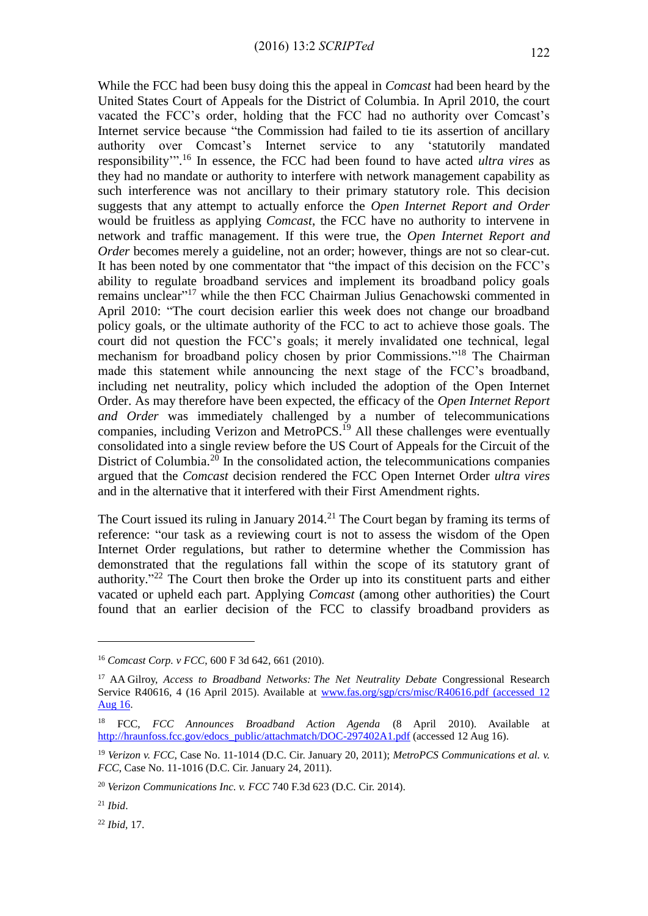While the FCC had been busy doing this the appeal in *Comcast* had been heard by the United States Court of Appeals for the District of Columbia. In April 2010, the court vacated the FCC's order, holding that the FCC had no authority over Comcast's Internet service because "the Commission had failed to tie its assertion of ancillary authority over Comcast's Internet service to any 'statutorily mandated responsibility'".[16] In essence, the FCC had been found to have acted *ultra vires* as they had no mandate or authority to interfere with network management capability as such interference was not ancillary to their primary statutory role. This decision suggests that any attempt to actually enforce the *Open Internet Report and Order* would be fruitless as applying *Comcast*, the FCC have no authority to intervene in network and traffic management. If this were true, the *Open Internet Report and Order* becomes merely a guideline, not an order; however, things are not so clear-cut. It has been noted by one commentator that "the impact of this decision on the FCC's ability to regulate broadband services and implement its broadband policy goals remains unclear"[17] while the then FCC Chairman Julius Genachowski commented in April 2010: "The court decision earlier this week does not change our broadband policy goals, or the ultimate authority of the FCC to act to achieve those goals. The court did not question the FCC's goals; it merely invalidated one technical, legal mechanism for broadband policy chosen by prior Commissions."[18] The Chairman made this statement while announcing the next stage of the FCC's broadband, including net neutrality, policy which included the adoption of the Open Internet Order. As may therefore have been expected, the efficacy of the *Open Internet Report and Order* was immediately challenged by a number of telecommunications companies, including Verizon and MetroPCS.[19] All these challenges were eventually consolidated into a single review before the US Court of Appeals for the Circuit of the District of Columbia.[20] In the consolidated action, the telecommunications companies argued that the *Comcast* decision rendered the FCC Open Internet Order *ultra vires* and in the alternative that it interfered with their First Amendment rights.

The Court issued its ruling in January 2014.[21] The Court began by framing its terms of reference: "our task as a reviewing court is not to assess the wisdom of the Open Internet Order regulations, but rather to determine whether the Commission has demonstrated that the regulations fall within the scope of its statutory grant of authority."[22] The Court then broke the Order up into its constituent parts and either vacated or upheld each part. Applying *Comcast* (among other authorities) the Court found that an earlier decision of the FCC to classify broadband providers as

---

[16] *Comcast Corp. v FCC*, 600 F 3d 642, 661 (2010).

[17] AA Gilroy, *Access to Broadband Networks: The Net Neutrality Debate* Congressional Research Service R40616, 4 (16 April 2015). Available at www.fas.org/sgp/crs/misc/R40616.pdf (accessed 12 Aug 16).

[18] FCC, *FCC Announces Broadband Action Agenda* (8 April 2010). Available at http://hraunfoss.fcc.gov/edocs_public/attachmatch/DOC-297402A1.pdf (accessed 12 Aug 16).

[19] *Verizon v. FCC*, Case No. 11-1014 (D.C. Cir. January 20, 2011); *MetroPCS Communications et al. v. FCC*, Case No. 11-1016 (D.C. Cir. January 24, 2011).

[20] *Verizon Communications Inc. v. FCC* 740 F.3d 623 (D.C. Cir. 2014).

[21] *Ibid*.

[22] *Ibid*, 17.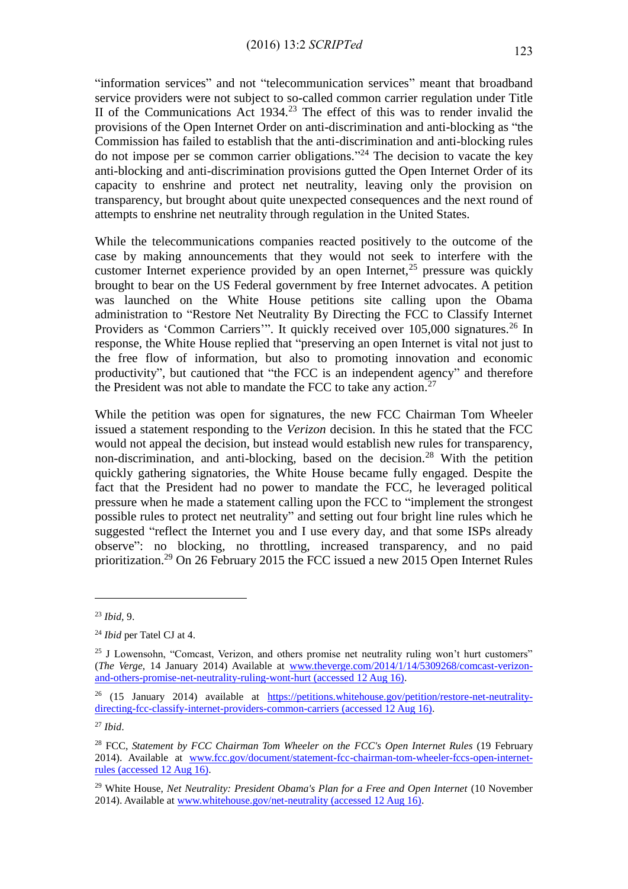"information services" and not "telecommunication services" meant that broadband service providers were not subject to so-called common carrier regulation under Title II of the Communications Act 1934.[23] The effect of this was to render invalid the provisions of the Open Internet Order on anti-discrimination and anti-blocking as "the Commission has failed to establish that the anti-discrimination and anti-blocking rules do not impose per se common carrier obligations."[24] The decision to vacate the key anti-blocking and anti-discrimination provisions gutted the Open Internet Order of its capacity to enshrine and protect net neutrality, leaving only the provision on transparency, but brought about quite unexpected consequences and the next round of attempts to enshrine net neutrality through regulation in the United States.

While the telecommunications companies reacted positively to the outcome of the case by making announcements that they would not seek to interfere with the customer Internet experience provided by an open Internet,[25] pressure was quickly brought to bear on the US Federal government by free Internet advocates. A petition was launched on the White House petitions site calling upon the Obama administration to "Restore Net Neutrality By Directing the FCC to Classify Internet Providers as 'Common Carriers'". It quickly received over 105,000 signatures.[26] In response, the White House replied that "preserving an open Internet is vital not just to the free flow of information, but also to promoting innovation and economic productivity", but cautioned that "the FCC is an independent agency" and therefore the President was not able to mandate the FCC to take any action.[27]

While the petition was open for signatures, the new FCC Chairman Tom Wheeler issued a statement responding to the *Verizon* decision. In this he stated that the FCC would not appeal the decision, but instead would establish new rules for transparency, non-discrimination, and anti-blocking, based on the decision.[28] With the petition quickly gathering signatories, the White House became fully engaged. Despite the fact that the President had no power to mandate the FCC, he leveraged political pressure when he made a statement calling upon the FCC to "implement the strongest possible rules to protect net neutrality" and setting out four bright line rules which he suggested "reflect the Internet you and I use every day, and that some ISPs already observe": no blocking, no throttling, increased transparency, and no paid prioritization.[29] On 26 February 2015 the FCC issued a new 2015 Open Internet Rules

---

[23] *Ibid*, 9.

[24] *Ibid* per Tatel CJ at 4.

[25] J Lowensohn, "Comcast, Verizon, and others promise net neutrality ruling won't hurt customers" (*The Verge*, 14 January 2014) Available at www.theverge.com/2014/1/14/5309268/comcast-verizon-and-others-promise-net-neutrality-ruling-wont-hurt (accessed 12 Aug 16).

[26] (15 January 2014) available at https://petitions.whitehouse.gov/petition/restore-net-neutrality-directing-fcc-classify-internet-providers-common-carriers (accessed 12 Aug 16).

[27] *Ibid*.

[28] FCC, *Statement by FCC Chairman Tom Wheeler on the FCC's Open Internet Rules* (19 February 2014). Available at www.fcc.gov/document/statement-fcc-chairman-tom-wheeler-fccs-open-internet-rules (accessed 12 Aug 16).

[29] White House, *Net Neutrality: President Obama's Plan for a Free and Open Internet* (10 November 2014). Available at www.whitehouse.gov/net-neutrality (accessed 12 Aug 16).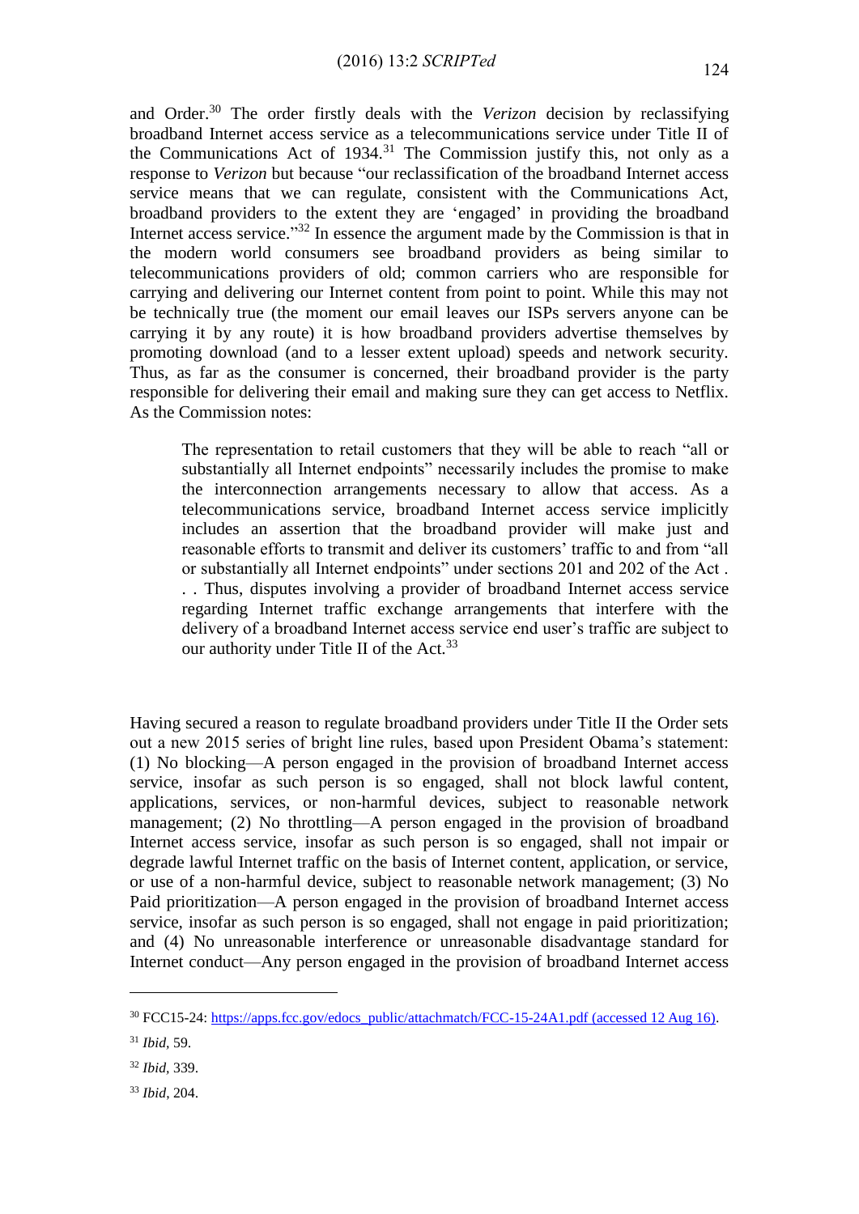and Order.[30] The order firstly deals with the *Verizon* decision by reclassifying broadband Internet access service as a telecommunications service under Title II of the Communications Act of 1934.[31] The Commission justify this, not only as a response to *Verizon* but because "our reclassification of the broadband Internet access service means that we can regulate, consistent with the Communications Act, broadband providers to the extent they are 'engaged' in providing the broadband Internet access service."[32] In essence the argument made by the Commission is that in the modern world consumers see broadband providers as being similar to telecommunications providers of old; common carriers who are responsible for carrying and delivering our Internet content from point to point. While this may not be technically true (the moment our email leaves our ISPs servers anyone can be carrying it by any route) it is how broadband providers advertise themselves by promoting download (and to a lesser extent upload) speeds and network security. Thus, as far as the consumer is concerned, their broadband provider is the party responsible for delivering their email and making sure they can get access to Netflix. As the Commission notes:

> The representation to retail customers that they will be able to reach "all or substantially all Internet endpoints" necessarily includes the promise to make the interconnection arrangements necessary to allow that access. As a telecommunications service, broadband Internet access service implicitly includes an assertion that the broadband provider will make just and reasonable efforts to transmit and deliver its customers' traffic to and from "all or substantially all Internet endpoints" under sections 201 and 202 of the Act . . . Thus, disputes involving a provider of broadband Internet access service regarding Internet traffic exchange arrangements that interfere with the delivery of a broadband Internet access service end user's traffic are subject to our authority under Title II of the Act.[33]

Having secured a reason to regulate broadband providers under Title II the Order sets out a new 2015 series of bright line rules, based upon President Obama's statement: (1) No blocking—A person engaged in the provision of broadband Internet access service, insofar as such person is so engaged, shall not block lawful content, applications, services, or non-harmful devices, subject to reasonable network management; (2) No throttling—A person engaged in the provision of broadband Internet access service, insofar as such person is so engaged, shall not impair or degrade lawful Internet traffic on the basis of Internet content, application, or service, or use of a non-harmful device, subject to reasonable network management; (3) No Paid prioritization—A person engaged in the provision of broadband Internet access service, insofar as such person is so engaged, shall not engage in paid prioritization; and (4) No unreasonable interference or unreasonable disadvantage standard for Internet conduct—Any person engaged in the provision of broadband Internet access

---

[30] FCC15-24: [https://apps.fcc.gov/edocs_public/attachmatch/FCC-15-24A1.pdf (accessed 12 Aug 16)](https://apps.fcc.gov/edocs_public/attachmatch/FCC-15-24A1.pdf).

[31] *Ibid,* 59.

[32] *Ibid,* 339.

[33] *Ibid,* 204.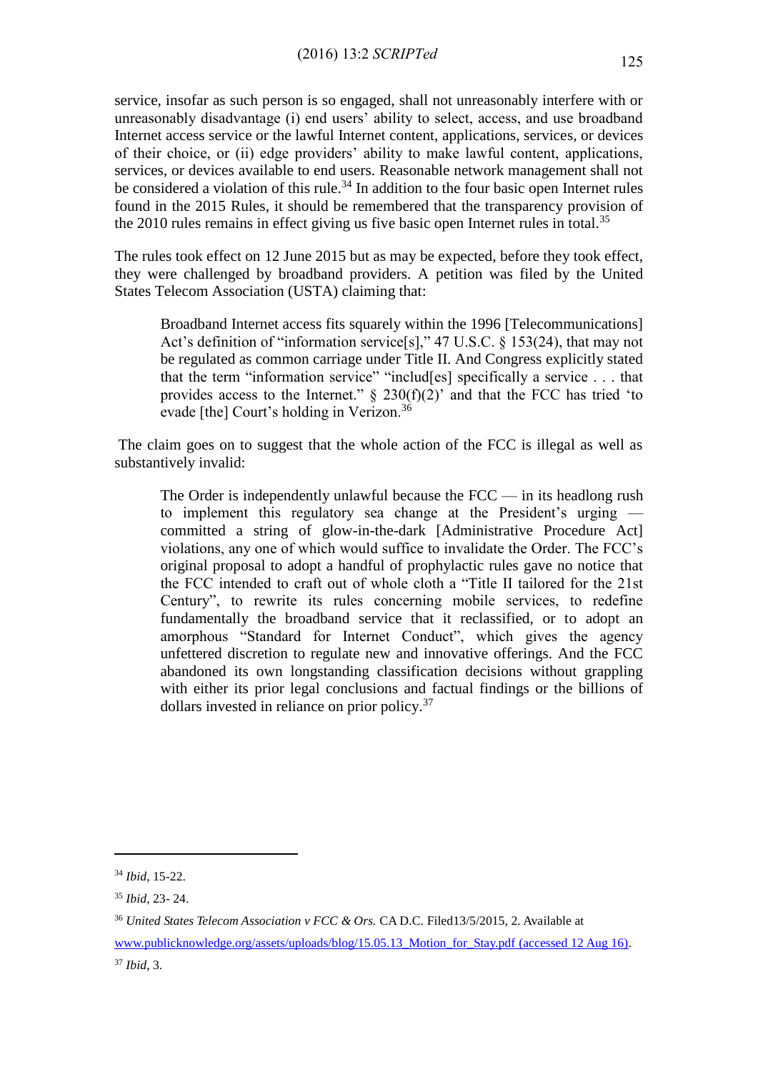service, insofar as such person is so engaged, shall not unreasonably interfere with or unreasonably disadvantage (i) end users' ability to select, access, and use broadband Internet access service or the lawful Internet content, applications, services, or devices of their choice, or (ii) edge providers' ability to make lawful content, applications, services, or devices available to end users. Reasonable network management shall not be considered a violation of this rule.[34] In addition to the four basic open Internet rules found in the 2015 Rules, it should be remembered that the transparency provision of the 2010 rules remains in effect giving us five basic open Internet rules in total.[35]

The rules took effect on 12 June 2015 but as may be expected, before they took effect, they were challenged by broadband providers. A petition was filed by the United States Telecom Association (USTA) claiming that:

> Broadband Internet access fits squarely within the 1996 [Telecommunications] Act's definition of "information service[s]," 47 U.S.C. § 153(24), that may not be regulated as common carriage under Title II. And Congress explicitly stated that the term "information service" "includ[es] specifically a service . . . that provides access to the Internet." § 230(f)(2)' and that the FCC has tried 'to evade [the] Court's holding in Verizon.[36]

The claim goes on to suggest that the whole action of the FCC is illegal as well as substantively invalid:

> The Order is independently unlawful because the FCC — in its headlong rush to implement this regulatory sea change at the President's urging — committed a string of glow-in-the-dark [Administrative Procedure Act] violations, any one of which would suffice to invalidate the Order. The FCC's original proposal to adopt a handful of prophylactic rules gave no notice that the FCC intended to craft out of whole cloth a "Title II tailored for the 21st Century", to rewrite its rules concerning mobile services, to redefine fundamentally the broadband service that it reclassified, or to adopt an amorphous "Standard for Internet Conduct", which gives the agency unfettered discretion to regulate new and innovative offerings. And the FCC abandoned its own longstanding classification decisions without grappling with either its prior legal conclusions and factual findings or the billions of dollars invested in reliance on prior policy.[37]

---

[34] *Ibid*, 15-22.

[35] *Ibid*, 23- 24.

[36] *United States Telecom Association v FCC & Ors.* CA D.C. Filed13/5/2015, 2. Available at www.publicknowledge.org/assets/uploads/blog/15.05.13_Motion_for_Stay.pdf (accessed 12 Aug 16).

[37] *Ibid*, 3.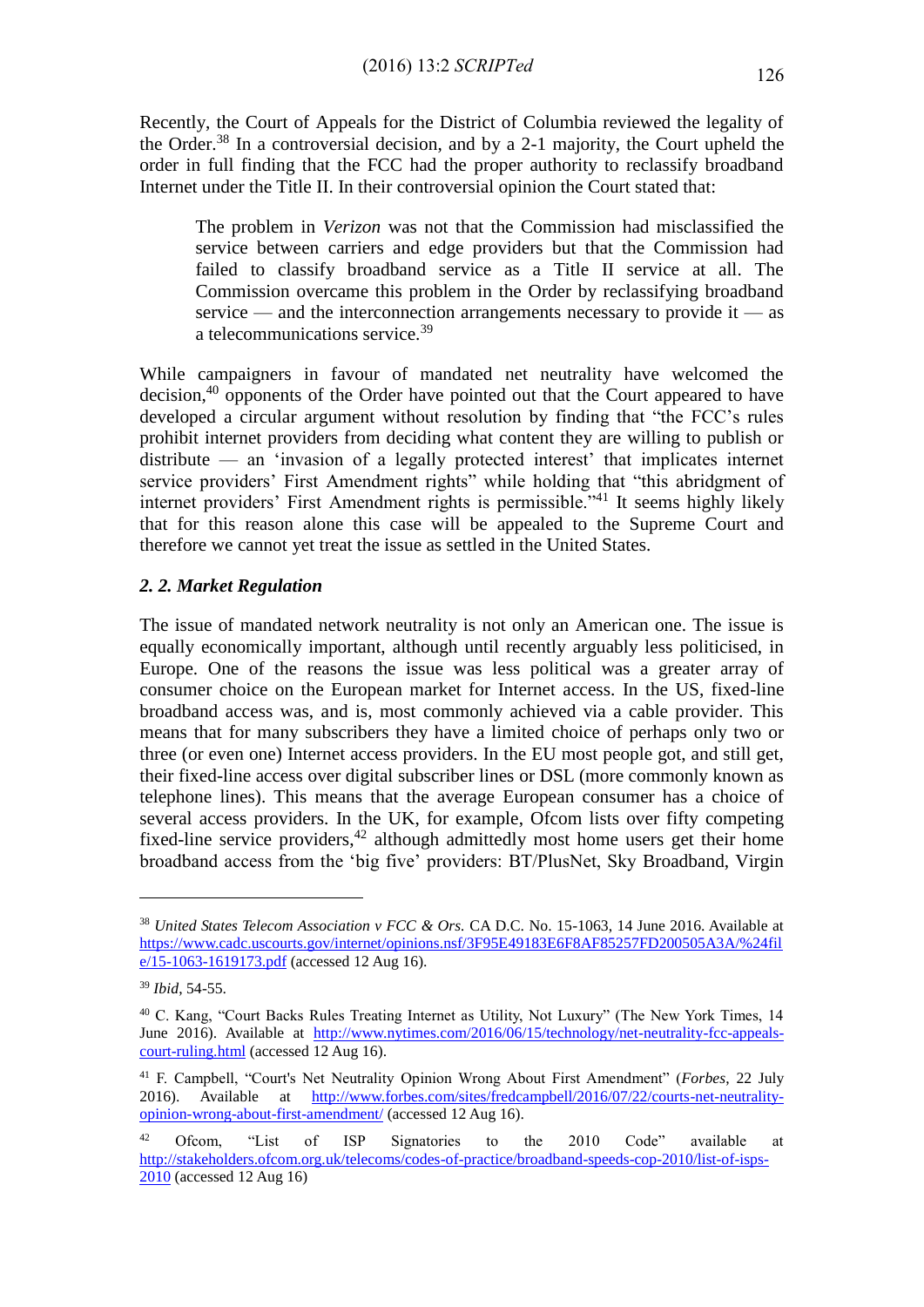Recently, the Court of Appeals for the District of Columbia reviewed the legality of the Order.[38] In a controversial decision, and by a 2-1 majority, the Court upheld the order in full finding that the FCC had the proper authority to reclassify broadband Internet under the Title II. In their controversial opinion the Court stated that:

> The problem in *Verizon* was not that the Commission had misclassified the service between carriers and edge providers but that the Commission had failed to classify broadband service as a Title II service at all. The Commission overcame this problem in the Order by reclassifying broadband service — and the interconnection arrangements necessary to provide it — as a telecommunications service.[39]

While campaigners in favour of mandated net neutrality have welcomed the decision,[40] opponents of the Order have pointed out that the Court appeared to have developed a circular argument without resolution by finding that "the FCC's rules prohibit internet providers from deciding what content they are willing to publish or distribute — an 'invasion of a legally protected interest' that implicates internet service providers' First Amendment rights" while holding that "this abridgment of internet providers' First Amendment rights is permissible."[41] It seems highly likely that for this reason alone this case will be appealed to the Supreme Court and therefore we cannot yet treat the issue as settled in the United States.

### *2. 2. Market Regulation*

The issue of mandated network neutrality is not only an American one. The issue is equally economically important, although until recently arguably less politicised, in Europe. One of the reasons the issue was less political was a greater array of consumer choice on the European market for Internet access. In the US, fixed-line broadband access was, and is, most commonly achieved via a cable provider. This means that for many subscribers they have a limited choice of perhaps only two or three (or even one) Internet access providers. In the EU most people got, and still get, their fixed-line access over digital subscriber lines or DSL (more commonly known as telephone lines). This means that the average European consumer has a choice of several access providers. In the UK, for example, Ofcom lists over fifty competing fixed-line service providers,[42] although admittedly most home users get their home broadband access from the 'big five' providers: BT/PlusNet, Sky Broadband, Virgin

---

[38] *United States Telecom Association v FCC & Ors.* CA D.C. No. 15-1063, 14 June 2016. Available at https://www.cadc.uscourts.gov/internet/opinions.nsf/3F95E49183E6F8AF85257FD200505A3A/%24file/15-1063-1619173.pdf (accessed 12 Aug 16).

[39] *Ibid*, 54-55.

[40] C. Kang, "Court Backs Rules Treating Internet as Utility, Not Luxury" (The New York Times, 14 June 2016). Available at http://www.nytimes.com/2016/06/15/technology/net-neutrality-fcc-appeals-court-ruling.html (accessed 12 Aug 16).

[41] F. Campbell, "Court's Net Neutrality Opinion Wrong About First Amendment" (*Forbes*, 22 July 2016). Available at http://www.forbes.com/sites/fredcampbell/2016/07/22/courts-net-neutrality-opinion-wrong-about-first-amendment/ (accessed 12 Aug 16).

[42] Ofcom, "List of ISP Signatories to the 2010 Code" available at http://stakeholders.ofcom.org.uk/telecoms/codes-of-practice/broadband-speeds-cop-2010/list-of-isps-2010 (accessed 12 Aug 16)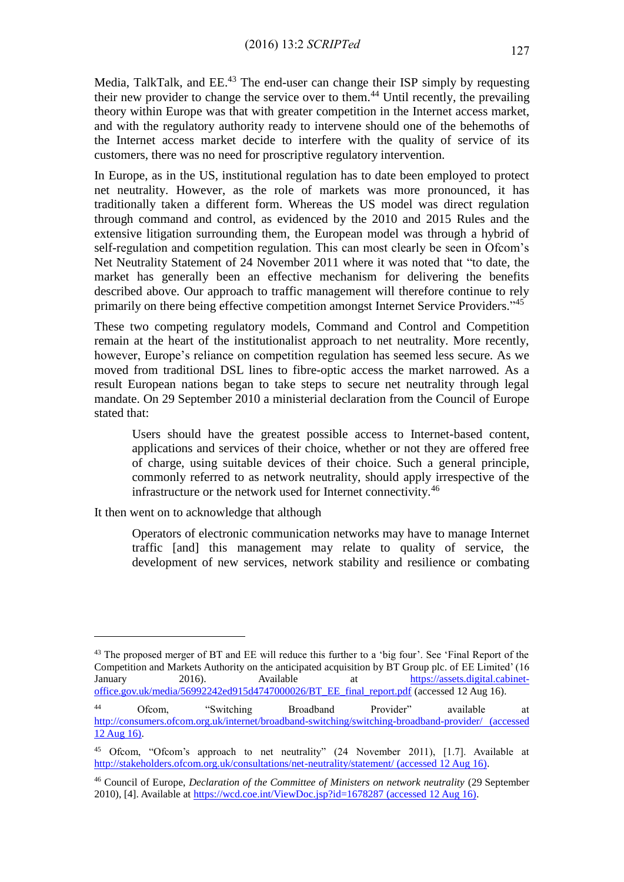Media, TalkTalk, and EE.[43] The end-user can change their ISP simply by requesting their new provider to change the service over to them.[44] Until recently, the prevailing theory within Europe was that with greater competition in the Internet access market, and with the regulatory authority ready to intervene should one of the behemoths of the Internet access market decide to interfere with the quality of service of its customers, there was no need for proscriptive regulatory intervention.

In Europe, as in the US, institutional regulation has to date been employed to protect net neutrality. However, as the role of markets was more pronounced, it has traditionally taken a different form. Whereas the US model was direct regulation through command and control, as evidenced by the 2010 and 2015 Rules and the extensive litigation surrounding them, the European model was through a hybrid of self-regulation and competition regulation. This can most clearly be seen in Ofcom's Net Neutrality Statement of 24 November 2011 where it was noted that "to date, the market has generally been an effective mechanism for delivering the benefits described above. Our approach to traffic management will therefore continue to rely primarily on there being effective competition amongst Internet Service Providers."[45]

These two competing regulatory models, Command and Control and Competition remain at the heart of the institutionalist approach to net neutrality. More recently, however, Europe's reliance on competition regulation has seemed less secure. As we moved from traditional DSL lines to fibre-optic access the market narrowed. As a result European nations began to take steps to secure net neutrality through legal mandate. On 29 September 2010 a ministerial declaration from the Council of Europe stated that:

> Users should have the greatest possible access to Internet-based content, applications and services of their choice, whether or not they are offered free of charge, using suitable devices of their choice. Such a general principle, commonly referred to as network neutrality, should apply irrespective of the infrastructure or the network used for Internet connectivity.[46]

It then went on to acknowledge that although

> Operators of electronic communication networks may have to manage Internet traffic [and] this management may relate to quality of service, the development of new services, network stability and resilience or combating

---

[43] The proposed merger of BT and EE will reduce this further to a 'big four'. See 'Final Report of the Competition and Markets Authority on the anticipated acquisition by BT Group plc. of EE Limited' (16 January 2016). Available at https://assets.digital.cabinet-office.gov.uk/media/56992242ed915d4747000026/BT_EE_final_report.pdf (accessed 12 Aug 16).

[44] Ofcom, "Switching Broadband Provider" available at http://consumers.ofcom.org.uk/internet/broadband-switching/switching-broadband-provider/ (accessed 12 Aug 16).

[45] Ofcom, "Ofcom's approach to net neutrality" (24 November 2011), [1.7]. Available at http://stakeholders.ofcom.org.uk/consultations/net-neutrality/statement/ (accessed 12 Aug 16).

[46] Council of Europe, *Declaration of the Committee of Ministers on network neutrality* (29 September 2010), [4]. Available at https://wcd.coe.int/ViewDoc.jsp?id=1678287 (accessed 12 Aug 16).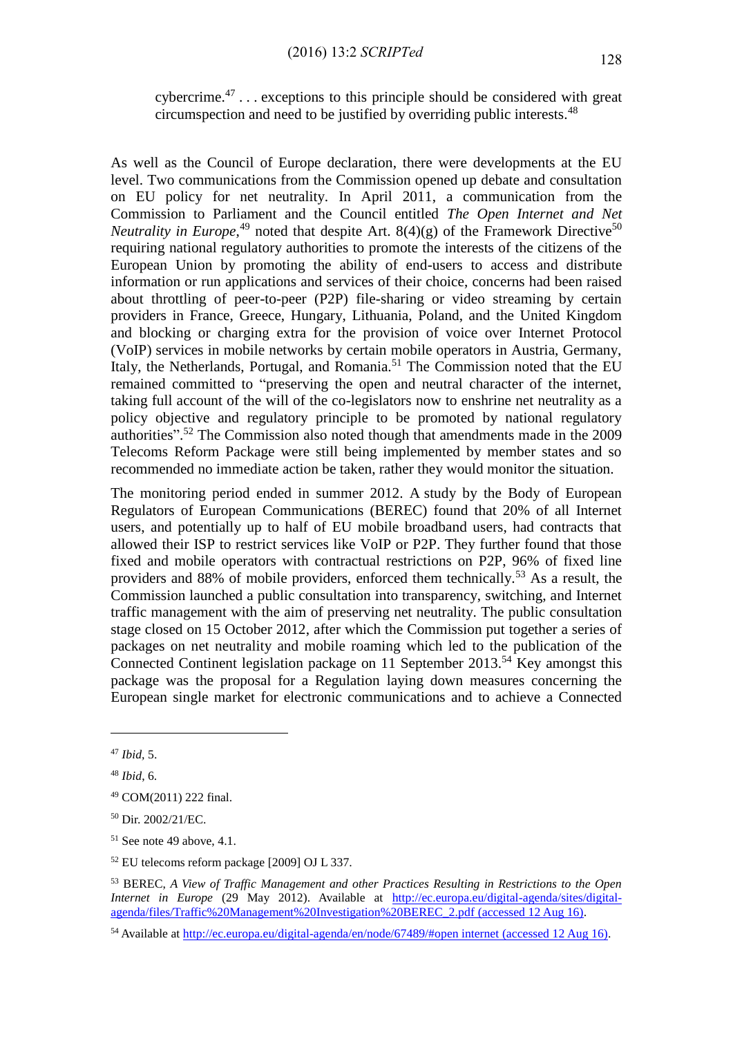> cybercrime.[47] . . . exceptions to this principle should be considered with great circumspection and need to be justified by overriding public interests.[48]

As well as the Council of Europe declaration, there were developments at the EU level. Two communications from the Commission opened up debate and consultation on EU policy for net neutrality. In April 2011, a communication from the Commission to Parliament and the Council entitled *The Open Internet and Net Neutrality in Europe*,[49] noted that despite Art. 8(4)(g) of the Framework Directive[50] requiring national regulatory authorities to promote the interests of the citizens of the European Union by promoting the ability of end-users to access and distribute information or run applications and services of their choice, concerns had been raised about throttling of peer-to-peer (P2P) file-sharing or video streaming by certain providers in France, Greece, Hungary, Lithuania, Poland, and the United Kingdom and blocking or charging extra for the provision of voice over Internet Protocol (VoIP) services in mobile networks by certain mobile operators in Austria, Germany, Italy, the Netherlands, Portugal, and Romania.[51] The Commission noted that the EU remained committed to "preserving the open and neutral character of the internet, taking full account of the will of the co-legislators now to enshrine net neutrality as a policy objective and regulatory principle to be promoted by national regulatory authorities".[52] The Commission also noted though that amendments made in the 2009 Telecoms Reform Package were still being implemented by member states and so recommended no immediate action be taken, rather they would monitor the situation.

The monitoring period ended in summer 2012. A study by the Body of European Regulators of European Communications (BEREC) found that 20% of all Internet users, and potentially up to half of EU mobile broadband users, had contracts that allowed their ISP to restrict services like VoIP or P2P. They further found that those fixed and mobile operators with contractual restrictions on P2P, 96% of fixed line providers and 88% of mobile providers, enforced them technically.[53] As a result, the Commission launched a public consultation into transparency, switching, and Internet traffic management with the aim of preserving net neutrality. The public consultation stage closed on 15 October 2012, after which the Commission put together a series of packages on net neutrality and mobile roaming which led to the publication of the Connected Continent legislation package on 11 September 2013.[54] Key amongst this package was the proposal for a Regulation laying down measures concerning the European single market for electronic communications and to achieve a Connected

---

[47] *Ibid*, 5.

[48] *Ibid*, 6.

[49] COM(2011) 222 final.

[50] Dir. 2002/21/EC.

[51] See note 49 above, 4.1.

[52] EU telecoms reform package [2009] OJ L 337.

[53] BEREC, *A View of Traffic Management and other Practices Resulting in Restrictions to the Open Internet in Europe* (29 May 2012). Available at http://ec.europa.eu/digital-agenda/sites/digital-agenda/files/Traffic%20Management%20Investigation%20BEREC_2.pdf (accessed 12 Aug 16).

[54] Available at http://ec.europa.eu/digital-agenda/en/node/67489/#open internet (accessed 12 Aug 16).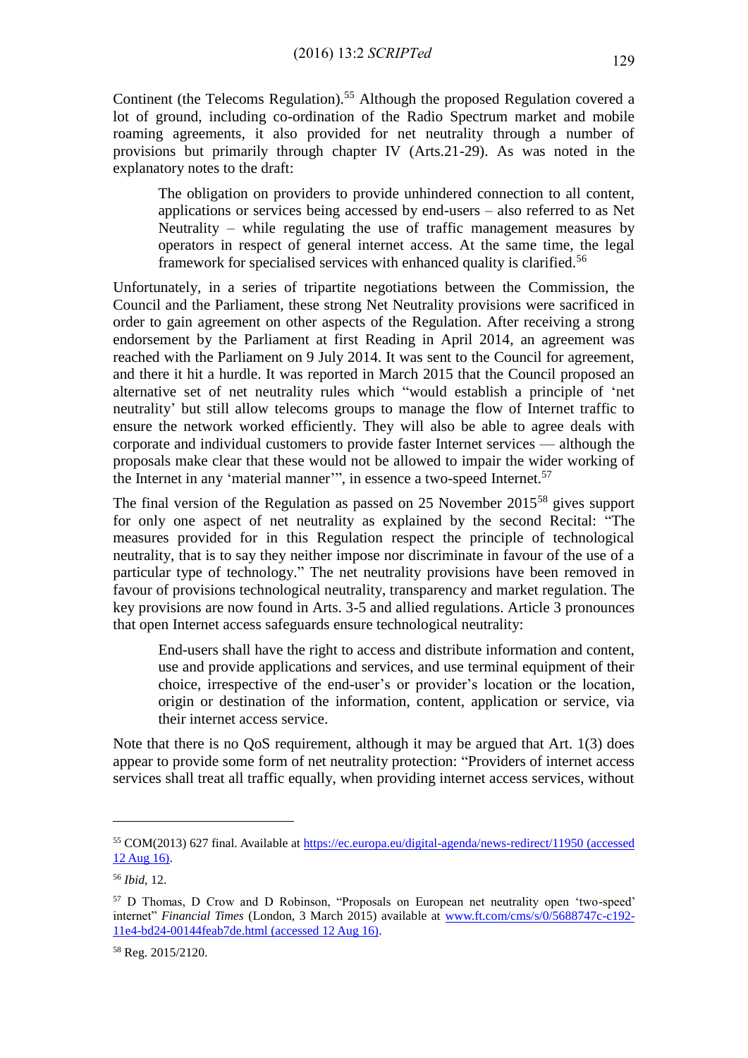Continent (the Telecoms Regulation).[55] Although the proposed Regulation covered a lot of ground, including co-ordination of the Radio Spectrum market and mobile roaming agreements, it also provided for net neutrality through a number of provisions but primarily through chapter IV (Arts.21-29). As was noted in the explanatory notes to the draft:

> The obligation on providers to provide unhindered connection to all content, applications or services being accessed by end-users – also referred to as Net Neutrality – while regulating the use of traffic management measures by operators in respect of general internet access. At the same time, the legal framework for specialised services with enhanced quality is clarified.[56]

Unfortunately, in a series of tripartite negotiations between the Commission, the Council and the Parliament, these strong Net Neutrality provisions were sacrificed in order to gain agreement on other aspects of the Regulation. After receiving a strong endorsement by the Parliament at first Reading in April 2014, an agreement was reached with the Parliament on 9 July 2014. It was sent to the Council for agreement, and there it hit a hurdle. It was reported in March 2015 that the Council proposed an alternative set of net neutrality rules which "would establish a principle of 'net neutrality' but still allow telecoms groups to manage the flow of Internet traffic to ensure the network worked efficiently. They will also be able to agree deals with corporate and individual customers to provide faster Internet services — although the proposals make clear that these would not be allowed to impair the wider working of the Internet in any 'material manner'", in essence a two-speed Internet.[57]

The final version of the Regulation as passed on 25 November 2015[58] gives support for only one aspect of net neutrality as explained by the second Recital: "The measures provided for in this Regulation respect the principle of technological neutrality, that is to say they neither impose nor discriminate in favour of the use of a particular type of technology." The net neutrality provisions have been removed in favour of provisions technological neutrality, transparency and market regulation. The key provisions are now found in Arts. 3-5 and allied regulations. Article 3 pronounces that open Internet access safeguards ensure technological neutrality:

> End-users shall have the right to access and distribute information and content, use and provide applications and services, and use terminal equipment of their choice, irrespective of the end-user's or provider's location or the location, origin or destination of the information, content, application or service, via their internet access service.

Note that there is no QoS requirement, although it may be argued that Art. 1(3) does appear to provide some form of net neutrality protection: "Providers of internet access services shall treat all traffic equally, when providing internet access services, without

---

[55] COM(2013) 627 final. Available at https://ec.europa.eu/digital-agenda/news-redirect/11950 (accessed 12 Aug 16).

[56] *Ibid,* 12.

[57] D Thomas, D Crow and D Robinson, "Proposals on European net neutrality open 'two-speed' internet" *Financial Times* (London, 3 March 2015) available at www.ft.com/cms/s/0/5688747c-c192-11e4-bd24-00144feab7de.html (accessed 12 Aug 16).

[58] Reg. 2015/2120.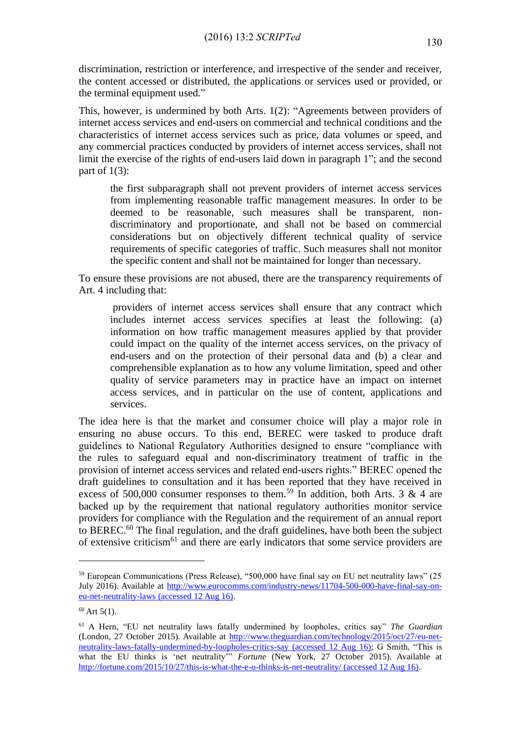discrimination, restriction or interference, and irrespective of the sender and receiver, the content accessed or distributed, the applications or services used or provided, or the terminal equipment used."

This, however, is undermined by both Arts. 1(2): "Agreements between providers of internet access services and end-users on commercial and technical conditions and the characteristics of internet access services such as price, data volumes or speed, and any commercial practices conducted by providers of internet access services, shall not limit the exercise of the rights of end-users laid down in paragraph 1"; and the second part of 1(3):

> the first subparagraph shall not prevent providers of internet access services from implementing reasonable traffic management measures. In order to be deemed to be reasonable, such measures shall be transparent, non-discriminatory and proportionate, and shall not be based on commercial considerations but on objectively different technical quality of service requirements of specific categories of traffic. Such measures shall not monitor the specific content and shall not be maintained for longer than necessary.

To ensure these provisions are not abused, there are the transparency requirements of Art. 4 including that:

> providers of internet access services shall ensure that any contract which includes internet access services specifies at least the following: (a) information on how traffic management measures applied by that provider could impact on the quality of the internet access services, on the privacy of end-users and on the protection of their personal data and (b) a clear and comprehensible explanation as to how any volume limitation, speed and other quality of service parameters may in practice have an impact on internet access services, and in particular on the use of content, applications and services.

The idea here is that the market and consumer choice will play a major role in ensuring no abuse occurs. To this end, BEREC were tasked to produce draft guidelines to National Regulatory Authorities designed to ensure "compliance with the rules to safeguard equal and non-discriminatory treatment of traffic in the provision of internet access services and related end-users rights." BEREC opened the draft guidelines to consultation and it has been reported that they have received in excess of 500,000 consumer responses to them.[59] In addition, both Arts. 3 & 4 are backed up by the requirement that national regulatory authorities monitor service providers for compliance with the Regulation and the requirement of an annual report to BEREC.[60] The final regulation, and the draft guidelines, have both been the subject of extensive criticism[61] and there are early indicators that some service providers are

---

[59] European Communications (Press Release), "500,000 have final say on EU net neutrality laws" (25 July 2016). Available at http://www.eurocomms.com/industry-news/11704-500-000-have-final-say-on-eu-net-neutrality-laws (accessed 12 Aug 16).

[60] Art 5(1).

[61] A Hern, "EU net neutrality laws fatally undermined by loopholes, critics say" *The Guardian* (London, 27 October 2015). Available at http://www.theguardian.com/technology/2015/oct/27/eu-net-neutrality-laws-fatally-undermined-by-loopholes-critics-say (accessed 12 Aug 16); G Smith, "This is what the EU thinks is 'net neutrality'" *Fortune* (New York, 27 October 2015). Available at http://fortune.com/2015/10/27/this-is-what-the-e-u-thinks-is-net-neutrality/ (accessed 12 Aug 16).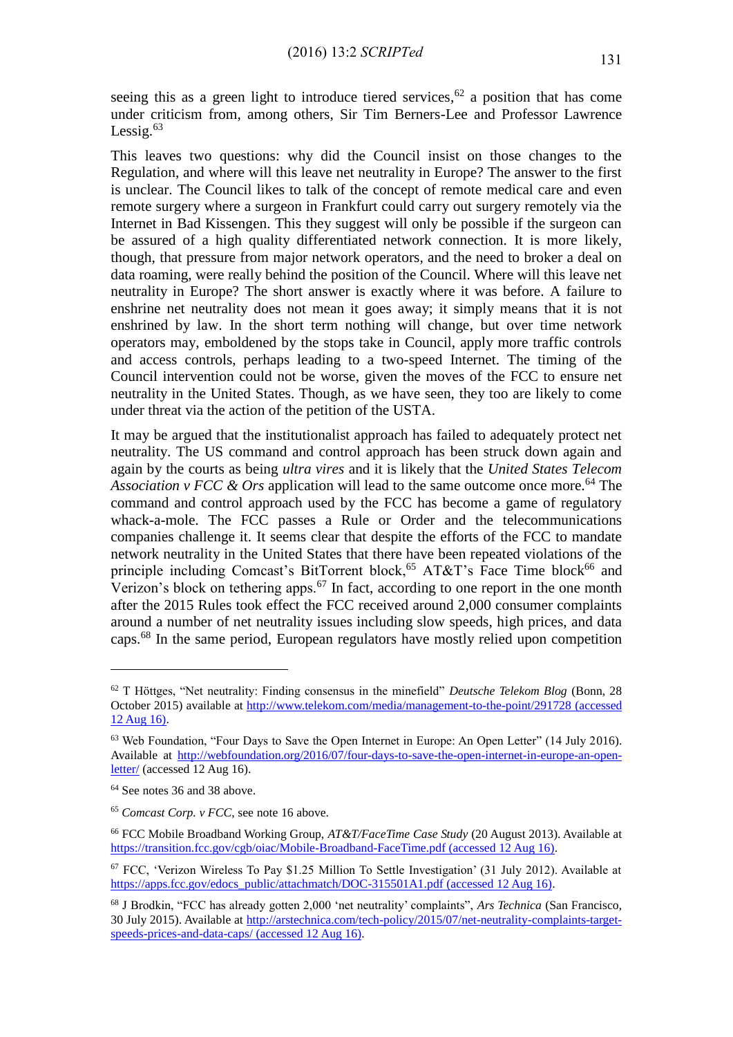seeing this as a green light to introduce tiered services,[62] a position that has come under criticism from, among others, Sir Tim Berners-Lee and Professor Lawrence Lessig.[63]

This leaves two questions: why did the Council insist on those changes to the Regulation, and where will this leave net neutrality in Europe? The answer to the first is unclear. The Council likes to talk of the concept of remote medical care and even remote surgery where a surgeon in Frankfurt could carry out surgery remotely via the Internet in Bad Kissengen. This they suggest will only be possible if the surgeon can be assured of a high quality differentiated network connection. It is more likely, though, that pressure from major network operators, and the need to broker a deal on data roaming, were really behind the position of the Council. Where will this leave net neutrality in Europe? The short answer is exactly where it was before. A failure to enshrine net neutrality does not mean it goes away; it simply means that it is not enshrined by law. In the short term nothing will change, but over time network operators may, emboldened by the stops take in Council, apply more traffic controls and access controls, perhaps leading to a two-speed Internet. The timing of the Council intervention could not be worse, given the moves of the FCC to ensure net neutrality in the United States. Though, as we have seen, they too are likely to come under threat via the action of the petition of the USTA.

It may be argued that the institutionalist approach has failed to adequately protect net neutrality. The US command and control approach has been struck down again and again by the courts as being *ultra vires* and it is likely that the *United States Telecom Association v FCC & Ors* application will lead to the same outcome once more.[64] The command and control approach used by the FCC has become a game of regulatory whack-a-mole. The FCC passes a Rule or Order and the telecommunications companies challenge it. It seems clear that despite the efforts of the FCC to mandate network neutrality in the United States that there have been repeated violations of the principle including Comcast's BitTorrent block,[65] AT&T's Face Time block[66] and Verizon's block on tethering apps.[67] In fact, according to one report in the one month after the 2015 Rules took effect the FCC received around 2,000 consumer complaints around a number of net neutrality issues including slow speeds, high prices, and data caps.[68] In the same period, European regulators have mostly relied upon competition

---

[62] T Höttges, "Net neutrality: Finding consensus in the minefield" *Deutsche Telekom Blog* (Bonn, 28 October 2015) available at http://www.telekom.com/media/management-to-the-point/291728 (accessed 12 Aug 16).

[63] Web Foundation, "Four Days to Save the Open Internet in Europe: An Open Letter" (14 July 2016). Available at http://webfoundation.org/2016/07/four-days-to-save-the-open-internet-in-europe-an-open-letter/ (accessed 12 Aug 16).

[64] See notes 36 and 38 above.

[65] *Comcast Corp. v FCC*, see note 16 above.

[66] FCC Mobile Broadband Working Group, *AT&T/FaceTime Case Study* (20 August 2013). Available at https://transition.fcc.gov/cgb/oiac/Mobile-Broadband-FaceTime.pdf (accessed 12 Aug 16).

[67] FCC, 'Verizon Wireless To Pay $1.25 Million To Settle Investigation' (31 July 2012). Available at https://apps.fcc.gov/edocs_public/attachmatch/DOC-315501A1.pdf (accessed 12 Aug 16).

[68] J Brodkin, "FCC has already gotten 2,000 'net neutrality' complaints", *Ars Technica* (San Francisco, 30 July 2015). Available at http://arstechnica.com/tech-policy/2015/07/net-neutrality-complaints-target-speeds-prices-and-data-caps/ (accessed 12 Aug 16).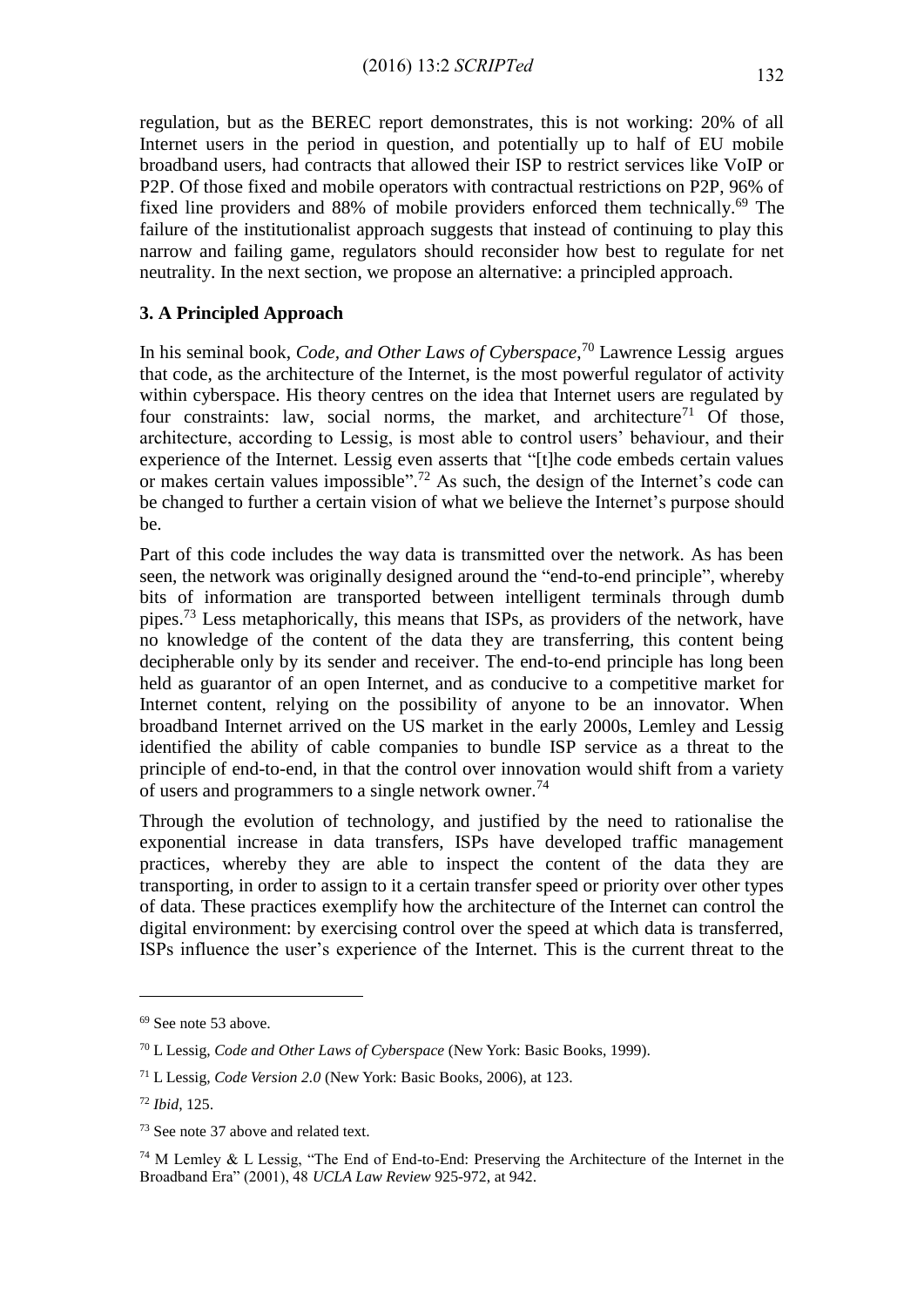regulation, but as the BEREC report demonstrates, this is not working: 20% of all Internet users in the period in question, and potentially up to half of EU mobile broadband users, had contracts that allowed their ISP to restrict services like VoIP or P2P. Of those fixed and mobile operators with contractual restrictions on P2P, 96% of fixed line providers and 88% of mobile providers enforced them technically.[69] The failure of the institutionalist approach suggests that instead of continuing to play this narrow and failing game, regulators should reconsider how best to regulate for net neutrality. In the next section, we propose an alternative: a principled approach.

### 3. A Principled Approach

In his seminal book, *Code, and Other Laws of Cyberspace*,[70] Lawrence Lessig argues that code, as the architecture of the Internet, is the most powerful regulator of activity within cyberspace. His theory centres on the idea that Internet users are regulated by four constraints: law, social norms, the market, and architecture[71] Of those, architecture, according to Lessig, is most able to control users' behaviour, and their experience of the Internet. Lessig even asserts that "[t]he code embeds certain values or makes certain values impossible".[72] As such, the design of the Internet's code can be changed to further a certain vision of what we believe the Internet's purpose should be.

Part of this code includes the way data is transmitted over the network. As has been seen, the network was originally designed around the "end-to-end principle", whereby bits of information are transported between intelligent terminals through dumb pipes.[73] Less metaphorically, this means that ISPs, as providers of the network, have no knowledge of the content of the data they are transferring, this content being decipherable only by its sender and receiver. The end-to-end principle has long been held as guarantor of an open Internet, and as conducive to a competitive market for Internet content, relying on the possibility of anyone to be an innovator. When broadband Internet arrived on the US market in the early 2000s, Lemley and Lessig identified the ability of cable companies to bundle ISP service as a threat to the principle of end-to-end, in that the control over innovation would shift from a variety of users and programmers to a single network owner.[74]

Through the evolution of technology, and justified by the need to rationalise the exponential increase in data transfers, ISPs have developed traffic management practices, whereby they are able to inspect the content of the data they are transporting, in order to assign to it a certain transfer speed or priority over other types of data. These practices exemplify how the architecture of the Internet can control the digital environment: by exercising control over the speed at which data is transferred, ISPs influence the user's experience of the Internet. This is the current threat to the

---

[69] See note 53 above.

[70] L Lessig, *Code and Other Laws of Cyberspace* (New York: Basic Books, 1999).

[71] L Lessig, *Code Version 2.0* (New York: Basic Books, 2006), at 123.

[72] *Ibid*, 125.

[73] See note 37 above and related text.

[74] M Lemley & L Lessig, "The End of End-to-End: Preserving the Architecture of the Internet in the Broadband Era" (2001), 48 *UCLA Law Review* 925-972, at 942.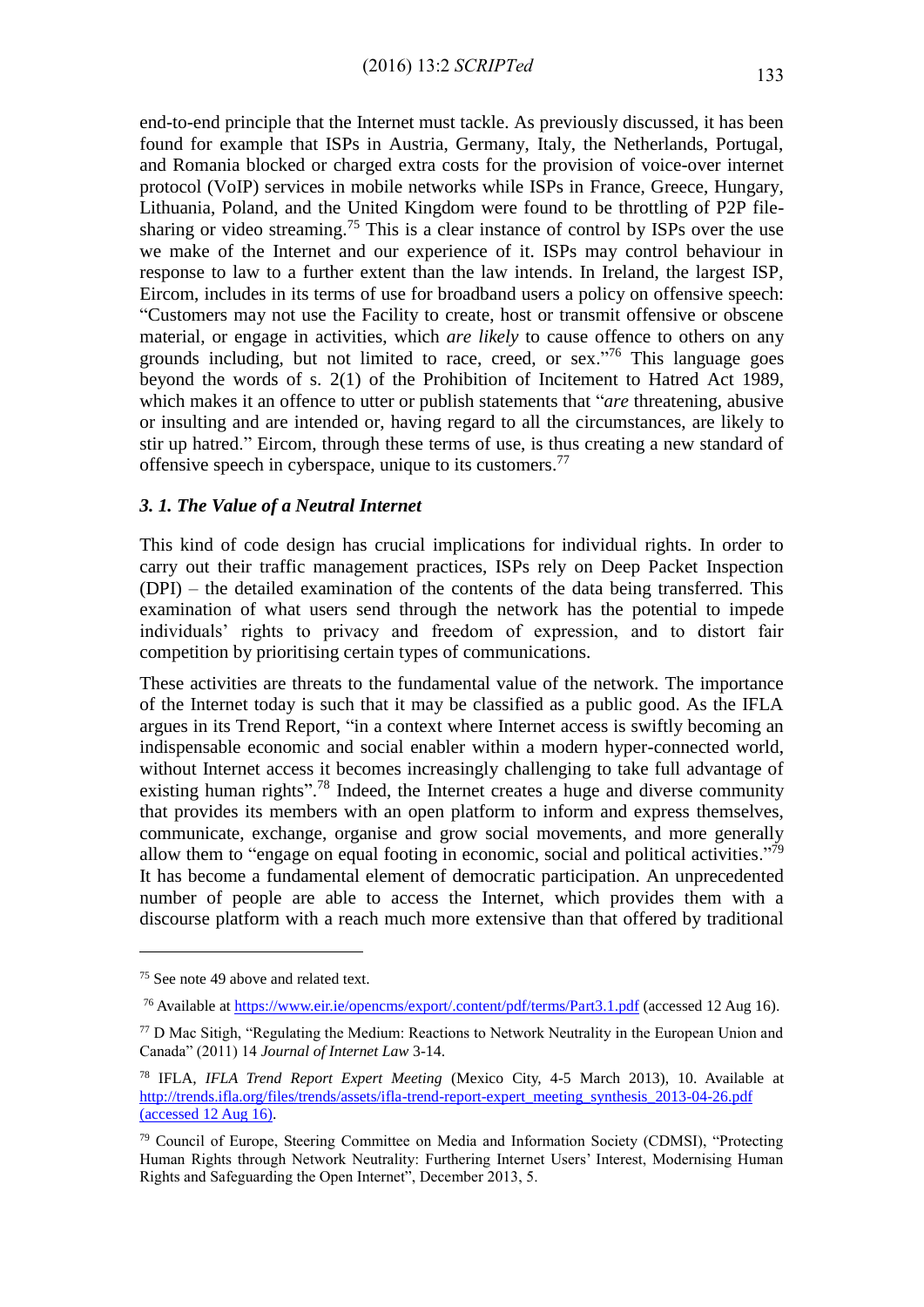end-to-end principle that the Internet must tackle. As previously discussed, it has been found for example that ISPs in Austria, Germany, Italy, the Netherlands, Portugal, and Romania blocked or charged extra costs for the provision of voice-over internet protocol (VoIP) services in mobile networks while ISPs in France, Greece, Hungary, Lithuania, Poland, and the United Kingdom were found to be throttling of P2P file-sharing or video streaming.[75] This is a clear instance of control by ISPs over the use we make of the Internet and our experience of it. ISPs may control behaviour in response to law to a further extent than the law intends. In Ireland, the largest ISP, Eircom, includes in its terms of use for broadband users a policy on offensive speech: "Customers may not use the Facility to create, host or transmit offensive or obscene material, or engage in activities, which *are likely* to cause offence to others on any grounds including, but not limited to race, creed, or sex."[76] This language goes beyond the words of s. 2(1) of the Prohibition of Incitement to Hatred Act 1989, which makes it an offence to utter or publish statements that "*are* threatening, abusive or insulting and are intended or, having regard to all the circumstances, are likely to stir up hatred." Eircom, through these terms of use, is thus creating a new standard of offensive speech in cyberspace, unique to its customers.[77]

### *3. 1. The Value of a Neutral Internet*

This kind of code design has crucial implications for individual rights. In order to carry out their traffic management practices, ISPs rely on Deep Packet Inspection (DPI) – the detailed examination of the contents of the data being transferred. This examination of what users send through the network has the potential to impede individuals' rights to privacy and freedom of expression, and to distort fair competition by prioritising certain types of communications.

These activities are threats to the fundamental value of the network. The importance of the Internet today is such that it may be classified as a public good. As the IFLA argues in its Trend Report, "in a context where Internet access is swiftly becoming an indispensable economic and social enabler within a modern hyper-connected world, without Internet access it becomes increasingly challenging to take full advantage of existing human rights".[78] Indeed, the Internet creates a huge and diverse community that provides its members with an open platform to inform and express themselves, communicate, exchange, organise and grow social movements, and more generally allow them to "engage on equal footing in economic, social and political activities."[79] It has become a fundamental element of democratic participation. An unprecedented number of people are able to access the Internet, which provides them with a discourse platform with a reach much more extensive than that offered by traditional

---

[75] See note 49 above and related text.

[76] Available at https://www.eir.ie/opencms/export/.content/pdf/terms/Part3.1.pdf (accessed 12 Aug 16).

[77] D Mac Sitigh, "Regulating the Medium: Reactions to Network Neutrality in the European Union and Canada" (2011) 14 *Journal of Internet Law* 3-14.

[78] IFLA, *IFLA Trend Report Expert Meeting* (Mexico City, 4-5 March 2013), 10. Available at http://trends.ifla.org/files/trends/assets/ifla-trend-report-expert_meeting_synthesis_2013-04-26.pdf (accessed 12 Aug 16).

[79] Council of Europe, Steering Committee on Media and Information Society (CDMSI), "Protecting Human Rights through Network Neutrality: Furthering Internet Users' Interest, Modernising Human Rights and Safeguarding the Open Internet", December 2013, 5.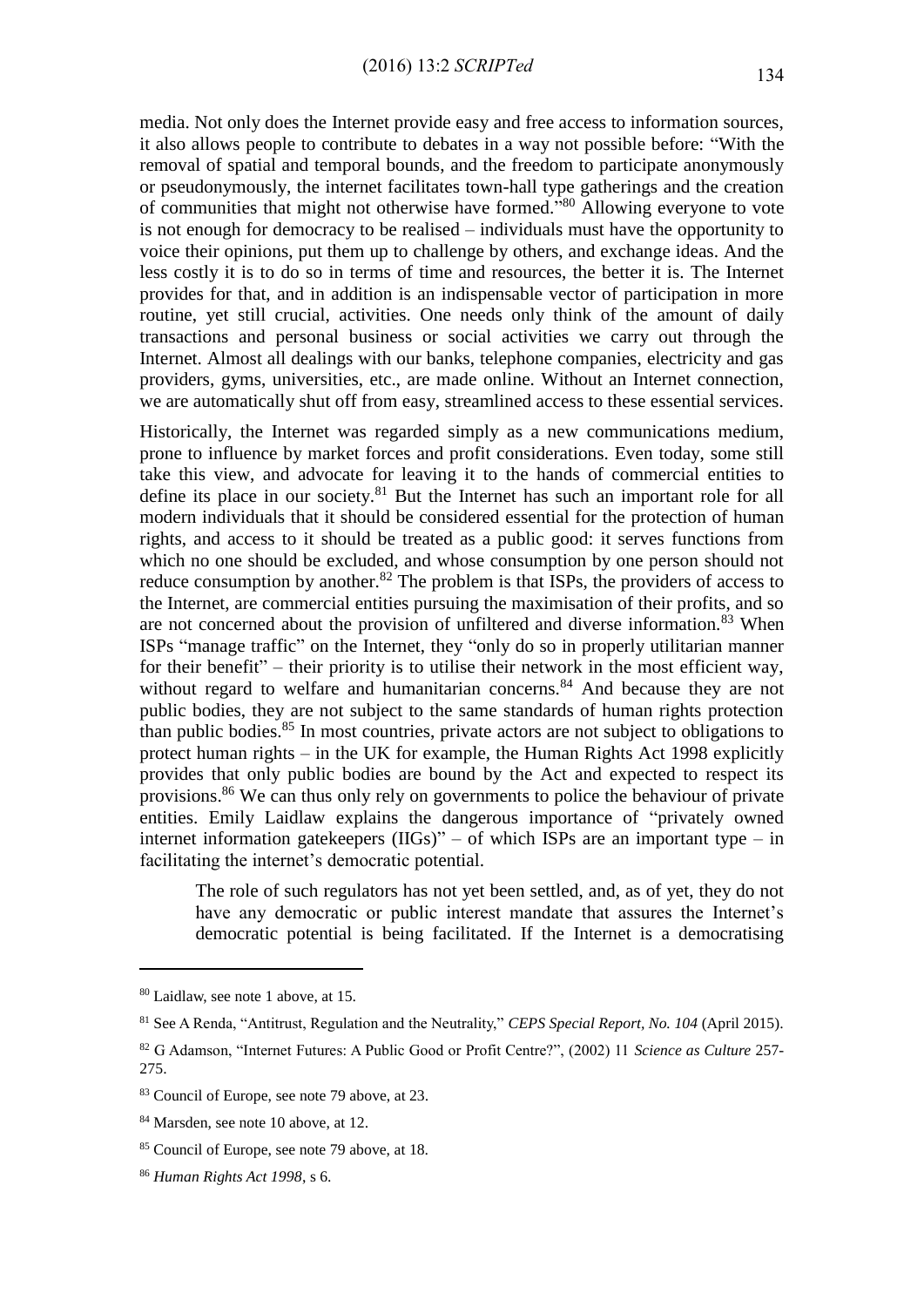media. Not only does the Internet provide easy and free access to information sources, it also allows people to contribute to debates in a way not possible before: "With the removal of spatial and temporal bounds, and the freedom to participate anonymously or pseudonymously, the internet facilitates town-hall type gatherings and the creation of communities that might not otherwise have formed."[80] Allowing everyone to vote is not enough for democracy to be realised – individuals must have the opportunity to voice their opinions, put them up to challenge by others, and exchange ideas. And the less costly it is to do so in terms of time and resources, the better it is. The Internet provides for that, and in addition is an indispensable vector of participation in more routine, yet still crucial, activities. One needs only think of the amount of daily transactions and personal business or social activities we carry out through the Internet. Almost all dealings with our banks, telephone companies, electricity and gas providers, gyms, universities, etc., are made online. Without an Internet connection, we are automatically shut off from easy, streamlined access to these essential services.

Historically, the Internet was regarded simply as a new communications medium, prone to influence by market forces and profit considerations. Even today, some still take this view, and advocate for leaving it to the hands of commercial entities to define its place in our society.[81] But the Internet has such an important role for all modern individuals that it should be considered essential for the protection of human rights, and access to it should be treated as a public good: it serves functions from which no one should be excluded, and whose consumption by one person should not reduce consumption by another.[82] The problem is that ISPs, the providers of access to the Internet, are commercial entities pursuing the maximisation of their profits, and so are not concerned about the provision of unfiltered and diverse information.[83] When ISPs "manage traffic" on the Internet, they "only do so in properly utilitarian manner for their benefit" – their priority is to utilise their network in the most efficient way, without regard to welfare and humanitarian concerns.[84] And because they are not public bodies, they are not subject to the same standards of human rights protection than public bodies.[85] In most countries, private actors are not subject to obligations to protect human rights – in the UK for example, the Human Rights Act 1998 explicitly provides that only public bodies are bound by the Act and expected to respect its provisions.[86] We can thus only rely on governments to police the behaviour of private entities. Emily Laidlaw explains the dangerous importance of "privately owned internet information gatekeepers (IIGs)" – of which ISPs are an important type – in facilitating the internet's democratic potential.

> The role of such regulators has not yet been settled, and, as of yet, they do not have any democratic or public interest mandate that assures the Internet's democratic potential is being facilitated. If the Internet is a democratising

---

[80] Laidlaw, see note 1 above, at 15.

[81] See A Renda, "Antitrust, Regulation and the Neutrality," *CEPS Special Report, No. 104* (April 2015).

[82] G Adamson, "Internet Futures: A Public Good or Profit Centre?", (2002) 11 *Science as Culture* 257-275.

[83] Council of Europe, see note 79 above, at 23.

[84] Marsden, see note 10 above, at 12.

[85] Council of Europe, see note 79 above, at 18.

[86] *Human Rights Act 1998*, s 6.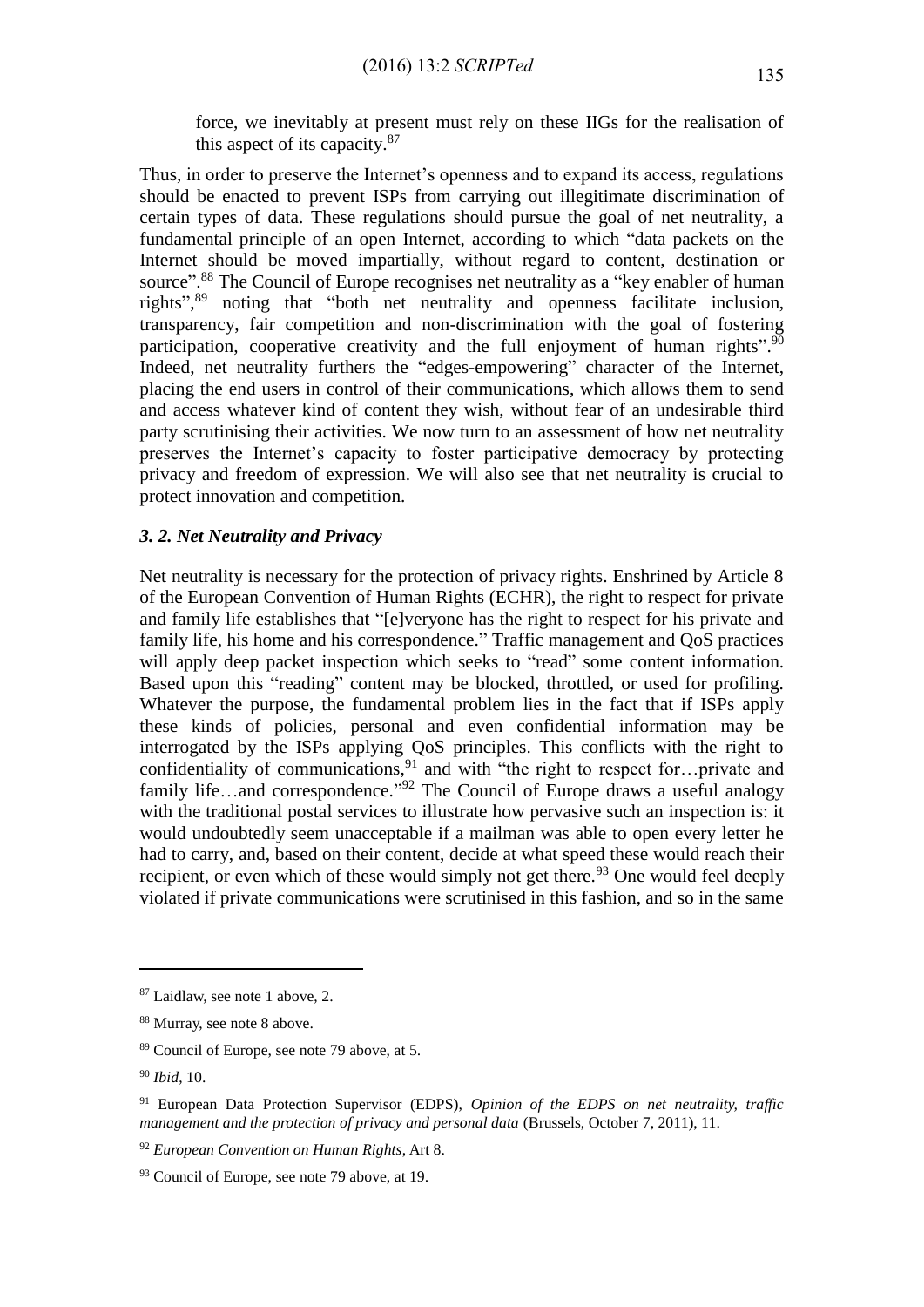force, we inevitably at present must rely on these IIGs for the realisation of this aspect of its capacity.[87]

Thus, in order to preserve the Internet's openness and to expand its access, regulations should be enacted to prevent ISPs from carrying out illegitimate discrimination of certain types of data. These regulations should pursue the goal of net neutrality, a fundamental principle of an open Internet, according to which "data packets on the Internet should be moved impartially, without regard to content, destination or source".[88] The Council of Europe recognises net neutrality as a "key enabler of human rights",[89] noting that "both net neutrality and openness facilitate inclusion, transparency, fair competition and non-discrimination with the goal of fostering participation, cooperative creativity and the full enjoyment of human rights".[90] Indeed, net neutrality furthers the "edges-empowering" character of the Internet, placing the end users in control of their communications, which allows them to send and access whatever kind of content they wish, without fear of an undesirable third party scrutinising their activities. We now turn to an assessment of how net neutrality preserves the Internet's capacity to foster participative democracy by protecting privacy and freedom of expression. We will also see that net neutrality is crucial to protect innovation and competition.

### *3. 2. Net Neutrality and Privacy*

Net neutrality is necessary for the protection of privacy rights. Enshrined by Article 8 of the European Convention of Human Rights (ECHR), the right to respect for private and family life establishes that "[e]veryone has the right to respect for his private and family life, his home and his correspondence." Traffic management and QoS practices will apply deep packet inspection which seeks to "read" some content information. Based upon this "reading" content may be blocked, throttled, or used for profiling. Whatever the purpose, the fundamental problem lies in the fact that if ISPs apply these kinds of policies, personal and even confidential information may be interrogated by the ISPs applying QoS principles. This conflicts with the right to confidentiality of communications,[91] and with "the right to respect for…private and family life…and correspondence."[92] The Council of Europe draws a useful analogy with the traditional postal services to illustrate how pervasive such an inspection is: it would undoubtedly seem unacceptable if a mailman was able to open every letter he had to carry, and, based on their content, decide at what speed these would reach their recipient, or even which of these would simply not get there.[93] One would feel deeply violated if private communications were scrutinised in this fashion, and so in the same

---

[87] Laidlaw, see note 1 above, 2.

[88] Murray, see note 8 above.

[89] Council of Europe, see note 79 above, at 5.

[90] *Ibid*, 10.

[91] European Data Protection Supervisor (EDPS), *Opinion of the EDPS on net neutrality, traffic management and the protection of privacy and personal data* (Brussels, October 7, 2011), 11.

[92] *European Convention on Human Rights*, Art 8.

[93] Council of Europe, see note 79 above, at 19.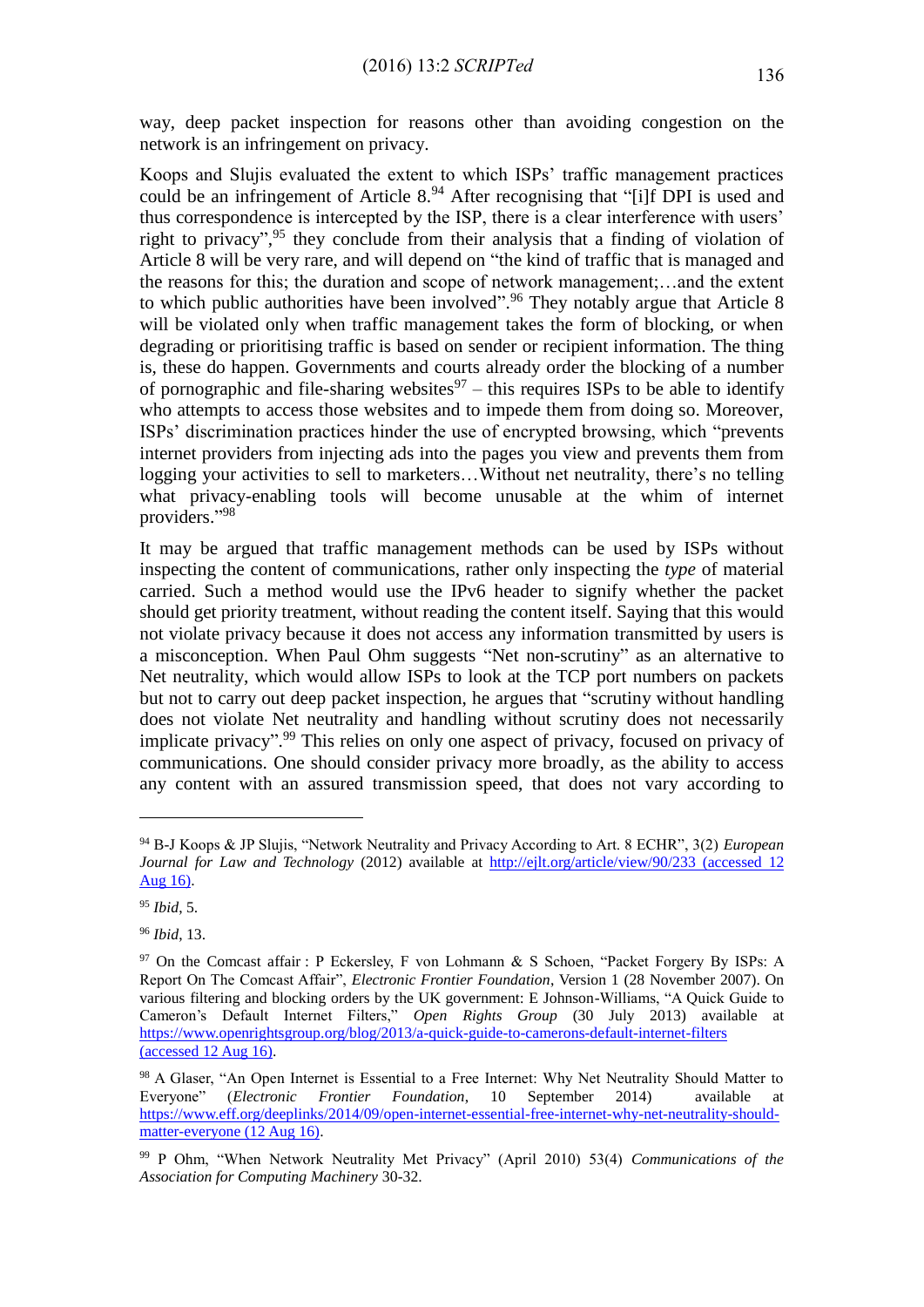way, deep packet inspection for reasons other than avoiding congestion on the network is an infringement on privacy.

Koops and Slujis evaluated the extent to which ISPs' traffic management practices could be an infringement of Article 8.[94] After recognising that "[i]f DPI is used and thus correspondence is intercepted by the ISP, there is a clear interference with users' right to privacy",[95] they conclude from their analysis that a finding of violation of Article 8 will be very rare, and will depend on "the kind of traffic that is managed and the reasons for this; the duration and scope of network management;…and the extent to which public authorities have been involved".[96] They notably argue that Article 8 will be violated only when traffic management takes the form of blocking, or when degrading or prioritising traffic is based on sender or recipient information. The thing is, these do happen. Governments and courts already order the blocking of a number of pornographic and file-sharing websites[97] – this requires ISPs to be able to identify who attempts to access those websites and to impede them from doing so. Moreover, ISPs' discrimination practices hinder the use of encrypted browsing, which "prevents internet providers from injecting ads into the pages you view and prevents them from logging your activities to sell to marketers…Without net neutrality, there's no telling what privacy-enabling tools will become unusable at the whim of internet providers."[98]

It may be argued that traffic management methods can be used by ISPs without inspecting the content of communications, rather only inspecting the *type* of material carried. Such a method would use the IPv6 header to signify whether the packet should get priority treatment, without reading the content itself. Saying that this would not violate privacy because it does not access any information transmitted by users is a misconception. When Paul Ohm suggests "Net non-scrutiny" as an alternative to Net neutrality, which would allow ISPs to look at the TCP port numbers on packets but not to carry out deep packet inspection, he argues that "scrutiny without handling does not violate Net neutrality and handling without scrutiny does not necessarily implicate privacy".[99] This relies on only one aspect of privacy, focused on privacy of communications. One should consider privacy more broadly, as the ability to access any content with an assured transmission speed, that does not vary according to

---

[94] B-J Koops & JP Slujis, "Network Neutrality and Privacy According to Art. 8 ECHR", 3(2) *European Journal for Law and Technology* (2012) available at http://ejlt.org/article/view/90/233 (accessed 12 Aug 16).

[95] *Ibid*, 5.

[96] *Ibid*, 13.

[97] On the Comcast affair : P Eckersley, F von Lohmann & S Schoen, "Packet Forgery By ISPs: A Report On The Comcast Affair", *Electronic Frontier Foundation*, Version 1 (28 November 2007). On various filtering and blocking orders by the UK government: E Johnson-Williams, "A Quick Guide to Cameron's Default Internet Filters," *Open Rights Group* (30 July 2013) available at https://www.openrightsgroup.org/blog/2013/a-quick-guide-to-camerons-default-internet-filters (accessed 12 Aug 16).

[98] A Glaser, "An Open Internet is Essential to a Free Internet: Why Net Neutrality Should Matter to Everyone" (*Electronic Frontier Foundation*, 10 September 2014) available at https://www.eff.org/deeplinks/2014/09/open-internet-essential-free-internet-why-net-neutrality-should-matter-everyone (12 Aug 16).

[99] P Ohm, "When Network Neutrality Met Privacy" (April 2010) 53(4) *Communications of the Association for Computing Machinery* 30-32.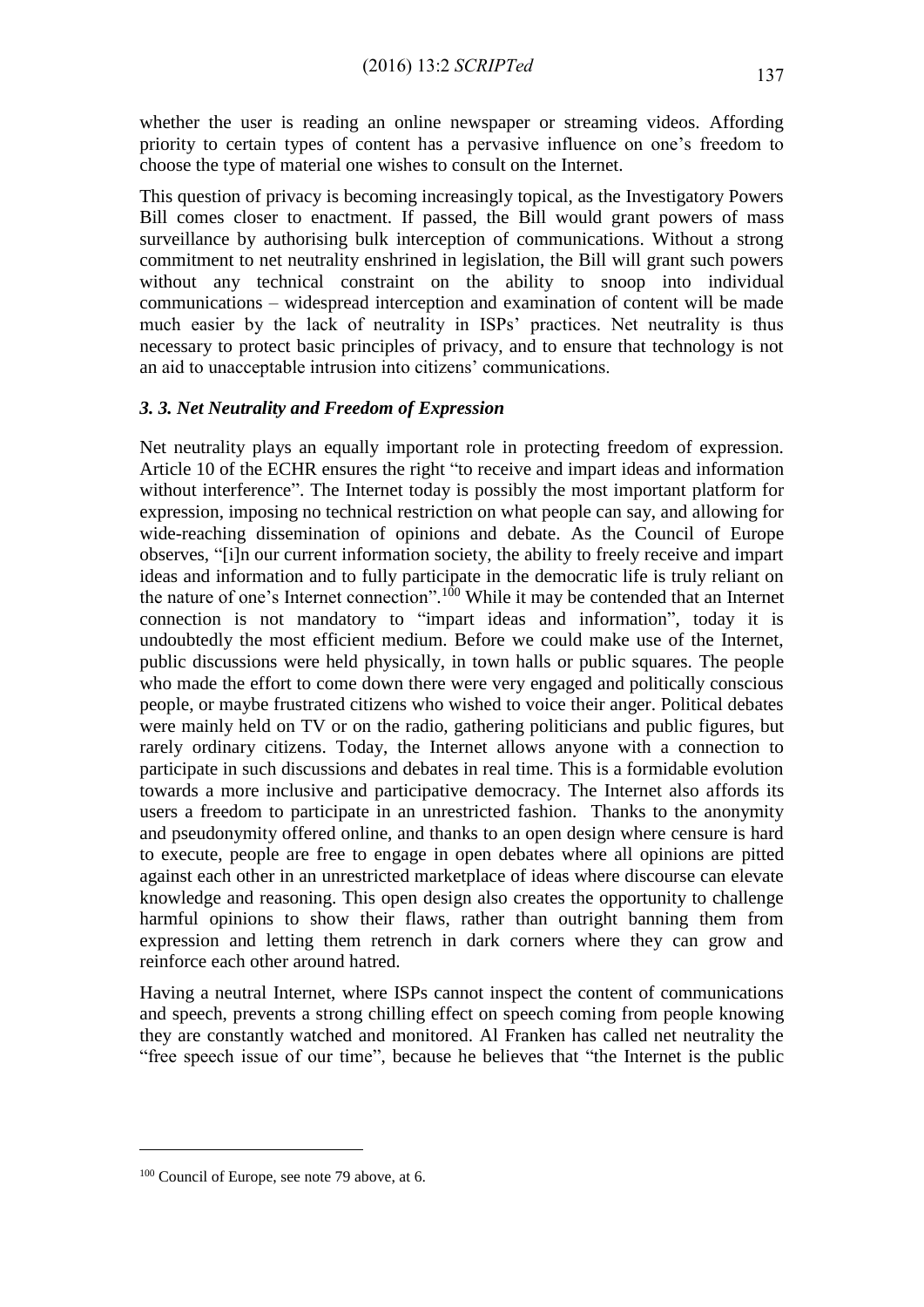whether the user is reading an online newspaper or streaming videos. Affording priority to certain types of content has a pervasive influence on one's freedom to choose the type of material one wishes to consult on the Internet.

This question of privacy is becoming increasingly topical, as the Investigatory Powers Bill comes closer to enactment. If passed, the Bill would grant powers of mass surveillance by authorising bulk interception of communications. Without a strong commitment to net neutrality enshrined in legislation, the Bill will grant such powers without any technical constraint on the ability to snoop into individual communications – widespread interception and examination of content will be made much easier by the lack of neutrality in ISPs' practices. Net neutrality is thus necessary to protect basic principles of privacy, and to ensure that technology is not an aid to unacceptable intrusion into citizens' communications.

### *3. 3. Net Neutrality and Freedom of Expression*

Net neutrality plays an equally important role in protecting freedom of expression. Article 10 of the ECHR ensures the right "to receive and impart ideas and information without interference". The Internet today is possibly the most important platform for expression, imposing no technical restriction on what people can say, and allowing for wide-reaching dissemination of opinions and debate. As the Council of Europe observes, "[i]n our current information society, the ability to freely receive and impart ideas and information and to fully participate in the democratic life is truly reliant on the nature of one's Internet connection".[100] While it may be contended that an Internet connection is not mandatory to "impart ideas and information", today it is undoubtedly the most efficient medium. Before we could make use of the Internet, public discussions were held physically, in town halls or public squares. The people who made the effort to come down there were very engaged and politically conscious people, or maybe frustrated citizens who wished to voice their anger. Political debates were mainly held on TV or on the radio, gathering politicians and public figures, but rarely ordinary citizens. Today, the Internet allows anyone with a connection to participate in such discussions and debates in real time. This is a formidable evolution towards a more inclusive and participative democracy. The Internet also affords its users a freedom to participate in an unrestricted fashion. Thanks to the anonymity and pseudonymity offered online, and thanks to an open design where censure is hard to execute, people are free to engage in open debates where all opinions are pitted against each other in an unrestricted marketplace of ideas where discourse can elevate knowledge and reasoning. This open design also creates the opportunity to challenge harmful opinions to show their flaws, rather than outright banning them from expression and letting them retrench in dark corners where they can grow and reinforce each other around hatred.

Having a neutral Internet, where ISPs cannot inspect the content of communications and speech, prevents a strong chilling effect on speech coming from people knowing they are constantly watched and monitored. Al Franken has called net neutrality the "free speech issue of our time", because he believes that "the Internet is the public

---

[100] Council of Europe, see note 79 above, at 6.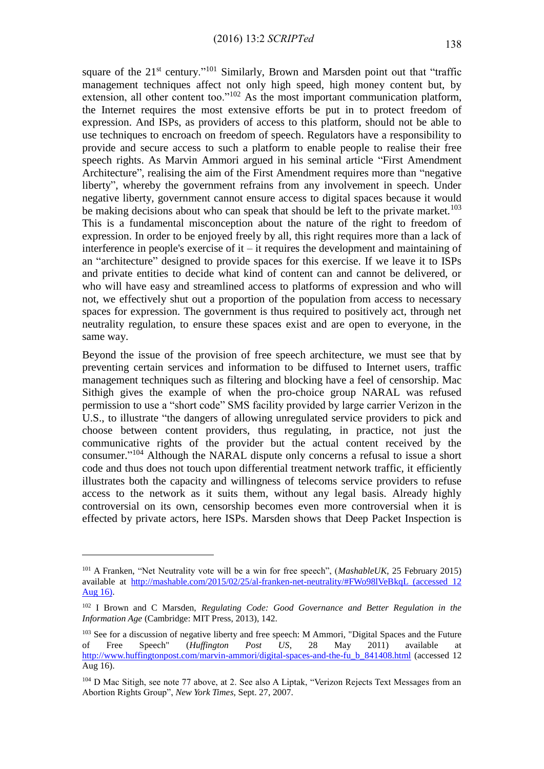square of the 21st century."[101] Similarly, Brown and Marsden point out that "traffic management techniques affect not only high speed, high money content but, by extension, all other content too."[102] As the most important communication platform, the Internet requires the most extensive efforts be put in to protect freedom of expression. And ISPs, as providers of access to this platform, should not be able to use techniques to encroach on freedom of speech. Regulators have a responsibility to provide and secure access to such a platform to enable people to realise their free speech rights. As Marvin Ammori argued in his seminal article "First Amendment Architecture", realising the aim of the First Amendment requires more than "negative liberty", whereby the government refrains from any involvement in speech. Under negative liberty, government cannot ensure access to digital spaces because it would be making decisions about who can speak that should be left to the private market.[103] This is a fundamental misconception about the nature of the right to freedom of expression. In order to be enjoyed freely by all, this right requires more than a lack of interference in people's exercise of it – it requires the development and maintaining of an "architecture" designed to provide spaces for this exercise. If we leave it to ISPs and private entities to decide what kind of content can and cannot be delivered, or who will have easy and streamlined access to platforms of expression and who will not, we effectively shut out a proportion of the population from access to necessary spaces for expression. The government is thus required to positively act, through net neutrality regulation, to ensure these spaces exist and are open to everyone, in the same way.

Beyond the issue of the provision of free speech architecture, we must see that by preventing certain services and information to be diffused to Internet users, traffic management techniques such as filtering and blocking have a feel of censorship. Mac Sithigh gives the example of when the pro-choice group NARAL was refused permission to use a "short code" SMS facility provided by large carrier Verizon in the U.S., to illustrate "the dangers of allowing unregulated service providers to pick and choose between content providers, thus regulating, in practice, not just the communicative rights of the provider but the actual content received by the consumer."[104] Although the NARAL dispute only concerns a refusal to issue a short code and thus does not touch upon differential treatment network traffic, it efficiently illustrates both the capacity and willingness of telecoms service providers to refuse access to the network as it suits them, without any legal basis. Already highly controversial on its own, censorship becomes even more controversial when it is effected by private actors, here ISPs. Marsden shows that Deep Packet Inspection is

---

[101] A Franken, "Net Neutrality vote will be a win for free speech", (*MashableUK*, 25 February 2015) available at http://mashable.com/2015/02/25/al-franken-net-neutrality/#FWo98lVeBkqL (accessed 12 Aug 16).

[102] I Brown and C Marsden, *Regulating Code: Good Governance and Better Regulation in the Information Age* (Cambridge: MIT Press, 2013), 142.

[103] See for a discussion of negative liberty and free speech: M Ammori, "Digital Spaces and the Future of Free Speech" (*Huffington Post US*, 28 May 2011) available at http://www.huffingtonpost.com/marvin-ammori/digital-spaces-and-the-fu_b_841408.html (accessed 12 Aug 16).

[104] D Mac Sitigh, see note 77 above, at 2. See also A Liptak, "Verizon Rejects Text Messages from an Abortion Rights Group", *New York Times*, Sept. 27, 2007.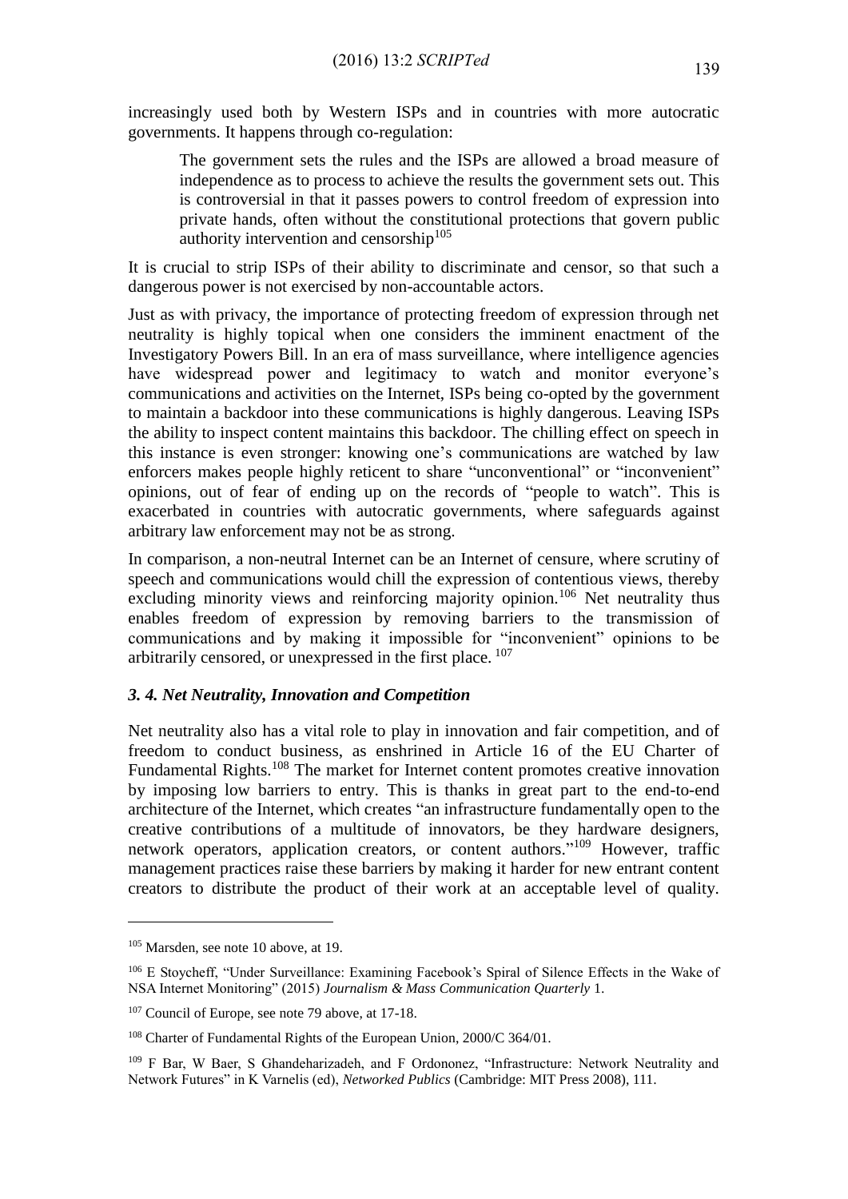increasingly used both by Western ISPs and in countries with more autocratic governments. It happens through co-regulation:

> The government sets the rules and the ISPs are allowed a broad measure of independence as to process to achieve the results the government sets out. This is controversial in that it passes powers to control freedom of expression into private hands, often without the constitutional protections that govern public authority intervention and censorship[105]

It is crucial to strip ISPs of their ability to discriminate and censor, so that such a dangerous power is not exercised by non-accountable actors.

Just as with privacy, the importance of protecting freedom of expression through net neutrality is highly topical when one considers the imminent enactment of the Investigatory Powers Bill. In an era of mass surveillance, where intelligence agencies have widespread power and legitimacy to watch and monitor everyone's communications and activities on the Internet, ISPs being co-opted by the government to maintain a backdoor into these communications is highly dangerous. Leaving ISPs the ability to inspect content maintains this backdoor. The chilling effect on speech in this instance is even stronger: knowing one's communications are watched by law enforcers makes people highly reticent to share "unconventional" or "inconvenient" opinions, out of fear of ending up on the records of "people to watch". This is exacerbated in countries with autocratic governments, where safeguards against arbitrary law enforcement may not be as strong.

In comparison, a non-neutral Internet can be an Internet of censure, where scrutiny of speech and communications would chill the expression of contentious views, thereby excluding minority views and reinforcing majority opinion.[106] Net neutrality thus enables freedom of expression by removing barriers to the transmission of communications and by making it impossible for "inconvenient" opinions to be arbitrarily censored, or unexpressed in the first place. [107]

### *3. 4. Net Neutrality, Innovation and Competition*

Net neutrality also has a vital role to play in innovation and fair competition, and of freedom to conduct business, as enshrined in Article 16 of the EU Charter of Fundamental Rights.[108] The market for Internet content promotes creative innovation by imposing low barriers to entry. This is thanks in great part to the end-to-end architecture of the Internet, which creates "an infrastructure fundamentally open to the creative contributions of a multitude of innovators, be they hardware designers, network operators, application creators, or content authors."[109] However, traffic management practices raise these barriers by making it harder for new entrant content creators to distribute the product of their work at an acceptable level of quality.

---

[105] Marsden, see note 10 above, at 19.

[106] E Stoycheff, "Under Surveillance: Examining Facebook's Spiral of Silence Effects in the Wake of NSA Internet Monitoring" (2015) *Journalism & Mass Communication Quarterly* 1.

[107] Council of Europe, see note 79 above, at 17-18.

[108] Charter of Fundamental Rights of the European Union, 2000/C 364/01.

[109] F Bar, W Baer, S Ghandeharizadeh, and F Ordononez, "Infrastructure: Network Neutrality and Network Futures" in K Varnelis (ed), *Networked Publics* (Cambridge: MIT Press 2008), 111.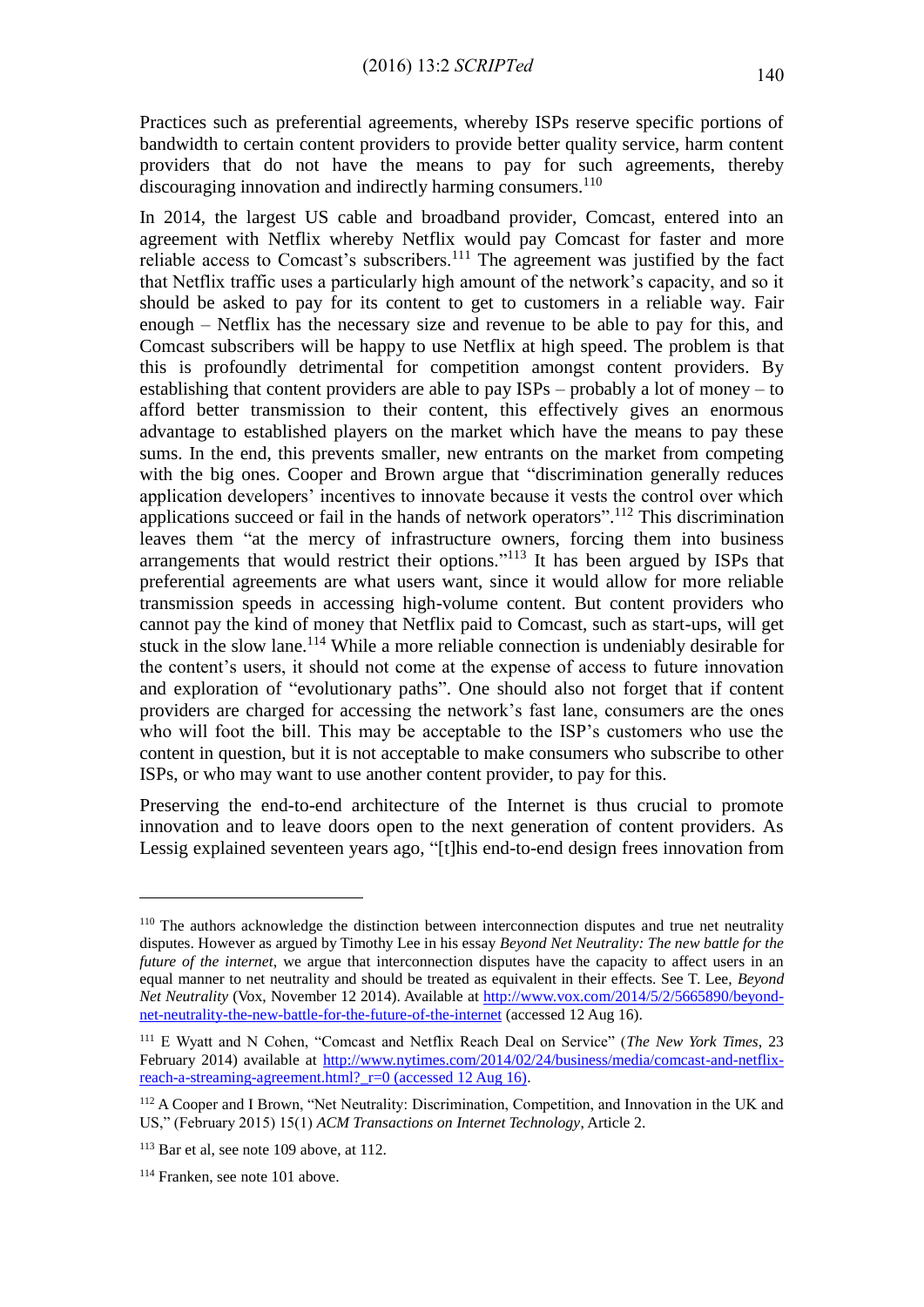Practices such as preferential agreements, whereby ISPs reserve specific portions of bandwidth to certain content providers to provide better quality service, harm content providers that do not have the means to pay for such agreements, thereby discouraging innovation and indirectly harming consumers.[110]

In 2014, the largest US cable and broadband provider, Comcast, entered into an agreement with Netflix whereby Netflix would pay Comcast for faster and more reliable access to Comcast's subscribers.[111] The agreement was justified by the fact that Netflix traffic uses a particularly high amount of the network's capacity, and so it should be asked to pay for its content to get to customers in a reliable way. Fair enough – Netflix has the necessary size and revenue to be able to pay for this, and Comcast subscribers will be happy to use Netflix at high speed. The problem is that this is profoundly detrimental for competition amongst content providers. By establishing that content providers are able to pay ISPs – probably a lot of money – to afford better transmission to their content, this effectively gives an enormous advantage to established players on the market which have the means to pay these sums. In the end, this prevents smaller, new entrants on the market from competing with the big ones. Cooper and Brown argue that "discrimination generally reduces application developers' incentives to innovate because it vests the control over which applications succeed or fail in the hands of network operators".[112] This discrimination leaves them "at the mercy of infrastructure owners, forcing them into business arrangements that would restrict their options."[113] It has been argued by ISPs that preferential agreements are what users want, since it would allow for more reliable transmission speeds in accessing high-volume content. But content providers who cannot pay the kind of money that Netflix paid to Comcast, such as start-ups, will get stuck in the slow lane.[114] While a more reliable connection is undeniably desirable for the content's users, it should not come at the expense of access to future innovation and exploration of "evolutionary paths". One should also not forget that if content providers are charged for accessing the network's fast lane, consumers are the ones who will foot the bill. This may be acceptable to the ISP's customers who use the content in question, but it is not acceptable to make consumers who subscribe to other ISPs, or who may want to use another content provider, to pay for this.

Preserving the end-to-end architecture of the Internet is thus crucial to promote innovation and to leave doors open to the next generation of content providers. As Lessig explained seventeen years ago, "[t]his end-to-end design frees innovation from

---

[110] The authors acknowledge the distinction between interconnection disputes and true net neutrality disputes. However as argued by Timothy Lee in his essay *Beyond Net Neutrality: The new battle for the future of the internet*, we argue that interconnection disputes have the capacity to affect users in an equal manner to net neutrality and should be treated as equivalent in their effects. See T. Lee, *Beyond Net Neutrality* (Vox, November 12 2014). Available at http://www.vox.com/2014/5/2/5665890/beyond-net-neutrality-the-new-battle-for-the-future-of-the-internet (accessed 12 Aug 16).

[111] E Wyatt and N Cohen, "Comcast and Netflix Reach Deal on Service" (*The New York Times*, 23 February 2014) available at http://www.nytimes.com/2014/02/24/business/media/comcast-and-netflix-reach-a-streaming-agreement.html?_r=0 (accessed 12 Aug 16).

[112] A Cooper and I Brown, "Net Neutrality: Discrimination, Competition, and Innovation in the UK and US," (February 2015) 15(1) *ACM Transactions on Internet Technology*, Article 2.

[113] Bar et al, see note 109 above, at 112.

[114] Franken, see note 101 above.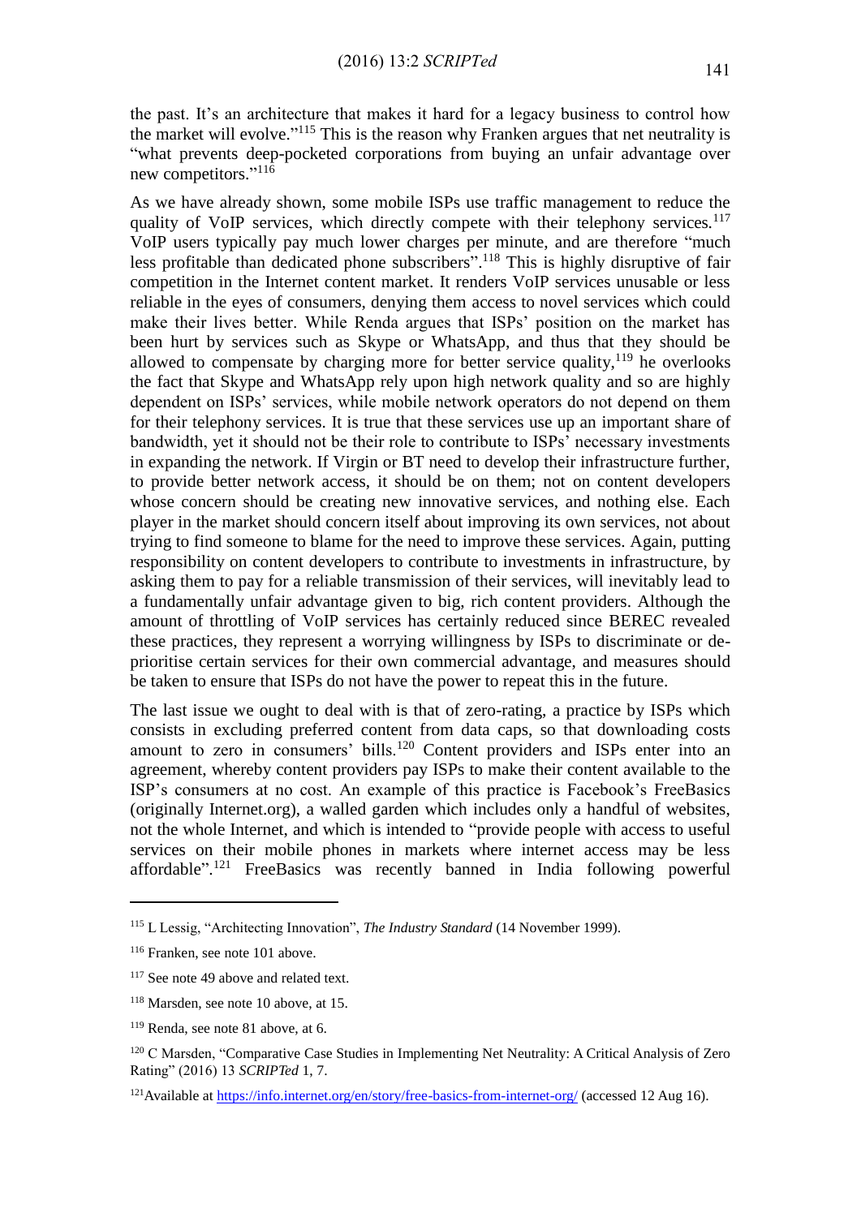the past. It's an architecture that makes it hard for a legacy business to control how the market will evolve."[115] This is the reason why Franken argues that net neutrality is "what prevents deep-pocketed corporations from buying an unfair advantage over new competitors."[116]

As we have already shown, some mobile ISPs use traffic management to reduce the quality of VoIP services, which directly compete with their telephony services.[117] VoIP users typically pay much lower charges per minute, and are therefore "much less profitable than dedicated phone subscribers".[118] This is highly disruptive of fair competition in the Internet content market. It renders VoIP services unusable or less reliable in the eyes of consumers, denying them access to novel services which could make their lives better. While Renda argues that ISPs' position on the market has been hurt by services such as Skype or WhatsApp, and thus that they should be allowed to compensate by charging more for better service quality,[119] he overlooks the fact that Skype and WhatsApp rely upon high network quality and so are highly dependent on ISPs' services, while mobile network operators do not depend on them for their telephony services. It is true that these services use up an important share of bandwidth, yet it should not be their role to contribute to ISPs' necessary investments in expanding the network. If Virgin or BT need to develop their infrastructure further, to provide better network access, it should be on them; not on content developers whose concern should be creating new innovative services, and nothing else. Each player in the market should concern itself about improving its own services, not about trying to find someone to blame for the need to improve these services. Again, putting responsibility on content developers to contribute to investments in infrastructure, by asking them to pay for a reliable transmission of their services, will inevitably lead to a fundamentally unfair advantage given to big, rich content providers. Although the amount of throttling of VoIP services has certainly reduced since BEREC revealed these practices, they represent a worrying willingness by ISPs to discriminate or de-prioritise certain services for their own commercial advantage, and measures should be taken to ensure that ISPs do not have the power to repeat this in the future.

The last issue we ought to deal with is that of zero-rating, a practice by ISPs which consists in excluding preferred content from data caps, so that downloading costs amount to zero in consumers' bills.[120] Content providers and ISPs enter into an agreement, whereby content providers pay ISPs to make their content available to the ISP's consumers at no cost. An example of this practice is Facebook's FreeBasics (originally Internet.org), a walled garden which includes only a handful of websites, not the whole Internet, and which is intended to "provide people with access to useful services on their mobile phones in markets where internet access may be less affordable".[121] FreeBasics was recently banned in India following powerful

---

[115] L Lessig, "Architecting Innovation", *The Industry Standard* (14 November 1999).

[116] Franken, see note 101 above.

[117] See note 49 above and related text.

[118] Marsden, see note 10 above, at 15.

[119] Renda, see note 81 above, at 6.

[120] C Marsden, "Comparative Case Studies in Implementing Net Neutrality: A Critical Analysis of Zero Rating" (2016) 13 *SCRIPTed* 1, 7.

[121] Available at https://info.internet.org/en/story/free-basics-from-internet-org/ (accessed 12 Aug 16).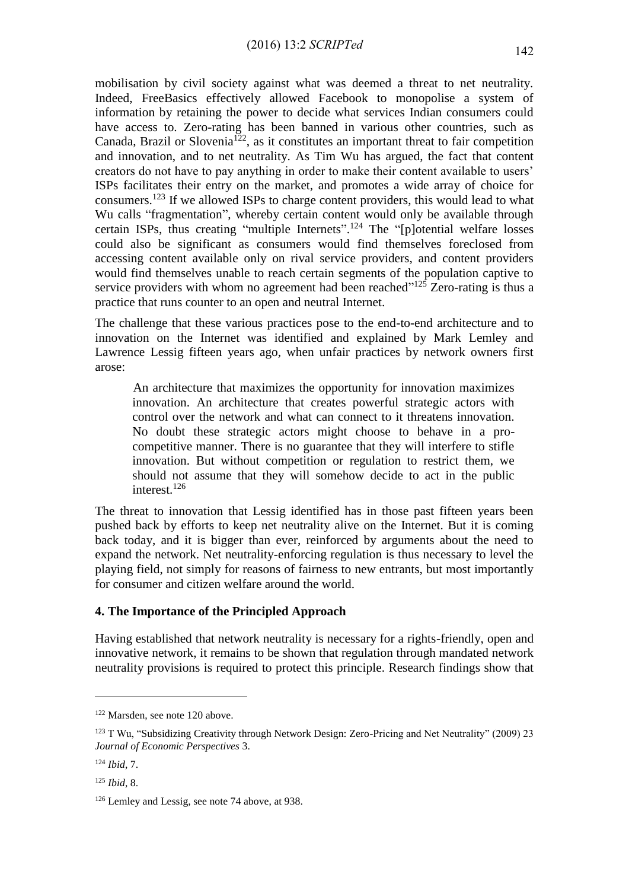mobilisation by civil society against what was deemed a threat to net neutrality. Indeed, FreeBasics effectively allowed Facebook to monopolise a system of information by retaining the power to decide what services Indian consumers could have access to. Zero-rating has been banned in various other countries, such as Canada, Brazil or Slovenia[122], as it constitutes an important threat to fair competition and innovation, and to net neutrality. As Tim Wu has argued, the fact that content creators do not have to pay anything in order to make their content available to users' ISPs facilitates their entry on the market, and promotes a wide array of choice for consumers.[123] If we allowed ISPs to charge content providers, this would lead to what Wu calls "fragmentation", whereby certain content would only be available through certain ISPs, thus creating "multiple Internets".[124] The "[p]otential welfare losses could also be significant as consumers would find themselves foreclosed from accessing content available only on rival service providers, and content providers would find themselves unable to reach certain segments of the population captive to service providers with whom no agreement had been reached"[125] Zero-rating is thus a practice that runs counter to an open and neutral Internet.

The challenge that these various practices pose to the end-to-end architecture and to innovation on the Internet was identified and explained by Mark Lemley and Lawrence Lessig fifteen years ago, when unfair practices by network owners first arose:

> An architecture that maximizes the opportunity for innovation maximizes innovation. An architecture that creates powerful strategic actors with control over the network and what can connect to it threatens innovation. No doubt these strategic actors might choose to behave in a pro-competitive manner. There is no guarantee that they will interfere to stifle innovation. But without competition or regulation to restrict them, we should not assume that they will somehow decide to act in the public interest.[126]

The threat to innovation that Lessig identified has in those past fifteen years been pushed back by efforts to keep net neutrality alive on the Internet. But it is coming back today, and it is bigger than ever, reinforced by arguments about the need to expand the network. Net neutrality-enforcing regulation is thus necessary to level the playing field, not simply for reasons of fairness to new entrants, but most importantly for consumer and citizen welfare around the world.

## 4. The Importance of the Principled Approach

Having established that network neutrality is necessary for a rights-friendly, open and innovative network, it remains to be shown that regulation through mandated network neutrality provisions is required to protect this principle. Research findings show that

---

[122] Marsden, see note 120 above.

[123] T Wu, "Subsidizing Creativity through Network Design: Zero-Pricing and Net Neutrality" (2009) 23 *Journal of Economic Perspectives* 3.

[124] *Ibid*, 7.

[125] *Ibid*, 8.

[126] Lemley and Lessig, see note 74 above, at 938.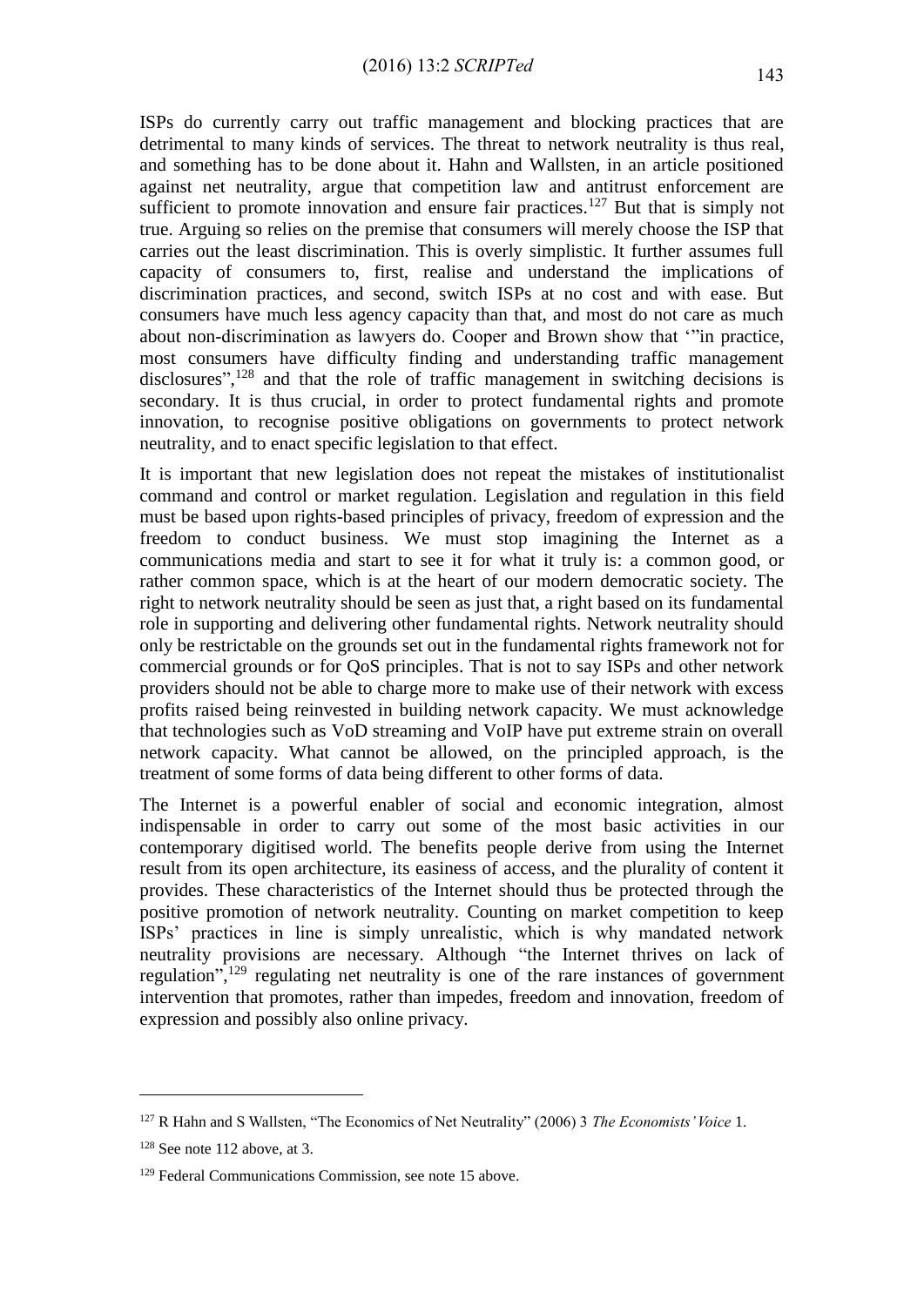ISPs do currently carry out traffic management and blocking practices that are detrimental to many kinds of services. The threat to network neutrality is thus real, and something has to be done about it. Hahn and Wallsten, in an article positioned against net neutrality, argue that competition law and antitrust enforcement are sufficient to promote innovation and ensure fair practices.[127] But that is simply not true. Arguing so relies on the premise that consumers will merely choose the ISP that carries out the least discrimination. This is overly simplistic. It further assumes full capacity of consumers to, first, realise and understand the implications of discrimination practices, and second, switch ISPs at no cost and with ease. But consumers have much less agency capacity than that, and most do not care as much about non-discrimination as lawyers do. Cooper and Brown show that '"in practice, most consumers have difficulty finding and understanding traffic management disclosures",[128] and that the role of traffic management in switching decisions is secondary. It is thus crucial, in order to protect fundamental rights and promote innovation, to recognise positive obligations on governments to protect network neutrality, and to enact specific legislation to that effect.

It is important that new legislation does not repeat the mistakes of institutionalist command and control or market regulation. Legislation and regulation in this field must be based upon rights-based principles of privacy, freedom of expression and the freedom to conduct business. We must stop imagining the Internet as a communications media and start to see it for what it truly is: a common good, or rather common space, which is at the heart of our modern democratic society. The right to network neutrality should be seen as just that, a right based on its fundamental role in supporting and delivering other fundamental rights. Network neutrality should only be restrictable on the grounds set out in the fundamental rights framework not for commercial grounds or for QoS principles. That is not to say ISPs and other network providers should not be able to charge more to make use of their network with excess profits raised being reinvested in building network capacity. We must acknowledge that technologies such as VoD streaming and VoIP have put extreme strain on overall network capacity. What cannot be allowed, on the principled approach, is the treatment of some forms of data being different to other forms of data.

The Internet is a powerful enabler of social and economic integration, almost indispensable in order to carry out some of the most basic activities in our contemporary digitised world. The benefits people derive from using the Internet result from its open architecture, its easiness of access, and the plurality of content it provides. These characteristics of the Internet should thus be protected through the positive promotion of network neutrality. Counting on market competition to keep ISPs' practices in line is simply unrealistic, which is why mandated network neutrality provisions are necessary. Although "the Internet thrives on lack of regulation",[129] regulating net neutrality is one of the rare instances of government intervention that promotes, rather than impedes, freedom and innovation, freedom of expression and possibly also online privacy.

---

[127] R Hahn and S Wallsten, "The Economics of Net Neutrality" (2006) 3 *The Economists' Voice* 1.

[128] See note 112 above, at 3.

[129] Federal Communications Commission, see note 15 above.